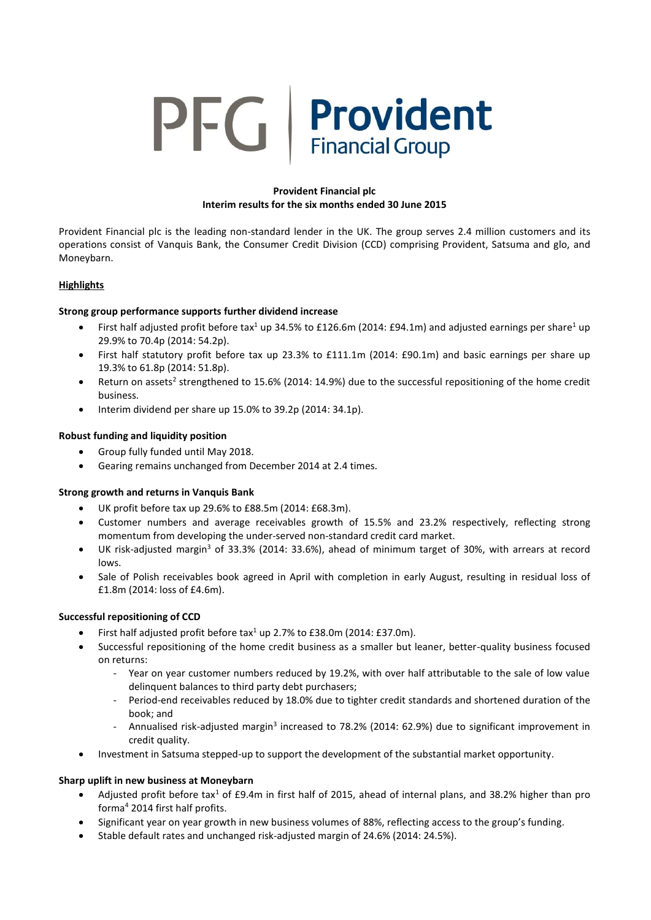PFG | Provident Financial Group

**Provident Financial plc**
**Interim results for the six months ended 30 June 2015**

Provident Financial plc is the leading non-standard lender in the UK. The group serves 2.4 million customers and its operations consist of Vanquis Bank, the Consumer Credit Division (CCD) comprising Provident, Satsuma and glo, and Moneybarn.

## Highlights

### Strong group performance supports further dividend increase

- First half adjusted profit before tax[1] up 34.5% to £126.6m (2014: £94.1m) and adjusted earnings per share[1] up 29.9% to 70.4p (2014: 54.2p).
- First half statutory profit before tax up 23.3% to £111.1m (2014: £90.1m) and basic earnings per share up 19.3% to 61.8p (2014: 51.8p).
- Return on assets[2] strengthened to 15.6% (2014: 14.9%) due to the successful repositioning of the home credit business.
- Interim dividend per share up 15.0% to 39.2p (2014: 34.1p).

### Robust funding and liquidity position

- Group fully funded until May 2018.
- Gearing remains unchanged from December 2014 at 2.4 times.

### Strong growth and returns in Vanquis Bank

- UK profit before tax up 29.6% to £88.5m (2014: £68.3m).
- Customer numbers and average receivables growth of 15.5% and 23.2% respectively, reflecting strong momentum from developing the under-served non-standard credit card market.
- UK risk-adjusted margin[3] of 33.3% (2014: 33.6%), ahead of minimum target of 30%, with arrears at record lows.
- Sale of Polish receivables book agreed in April with completion in early August, resulting in residual loss of £1.8m (2014: loss of £4.6m).

### Successful repositioning of CCD

- First half adjusted profit before tax[1] up 2.7% to £38.0m (2014: £37.0m).
- Successful repositioning of the home credit business as a smaller but leaner, better-quality business focused on returns:
  - Year on year customer numbers reduced by 19.2%, with over half attributable to the sale of low value delinquent balances to third party debt purchasers;
  - Period-end receivables reduced by 18.0% due to tighter credit standards and shortened duration of the book; and
  - Annualised risk-adjusted margin[3] increased to 78.2% (2014: 62.9%) due to significant improvement in credit quality.
- Investment in Satsuma stepped-up to support the development of the substantial market opportunity.

### Sharp uplift in new business at Moneybarn

- Adjusted profit before tax[1] of £9.4m in first half of 2015, ahead of internal plans, and 38.2% higher than pro forma[4] 2014 first half profits.
- Significant year on year growth in new business volumes of 88%, reflecting access to the group's funding.
- Stable default rates and unchanged risk-adjusted margin of 24.6% (2014: 24.5%).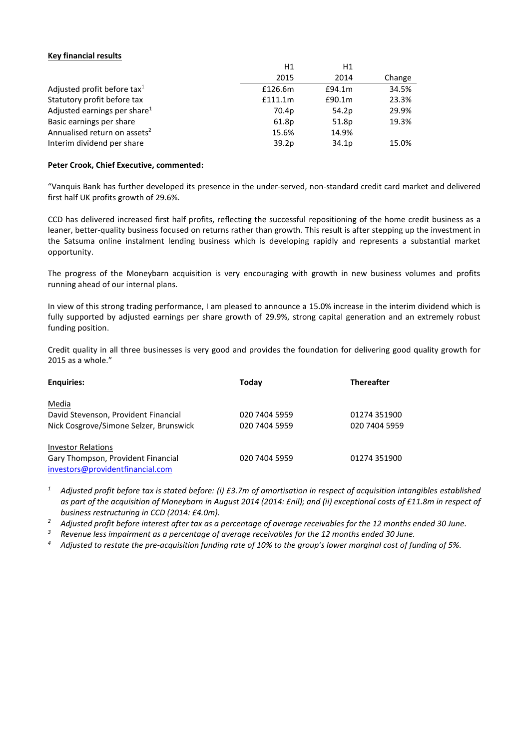**Key financial results**

| | H1 2015 | H1 2014 | Change |
|---|---|---|---|
| Adjusted profit before tax[1] | £126.6m | £94.1m | 34.5% |
| Statutory profit before tax | £111.1m | £90.1m | 23.3% |
| Adjusted earnings per share[1] | 70.4p | 54.2p | 29.9% |
| Basic earnings per share | 61.8p | 51.8p | 19.3% |
| Annualised return on assets[2] | 15.6% | 14.9% | |
| Interim dividend per share | 39.2p | 34.1p | 15.0% |

**Peter Crook, Chief Executive, commented:**

"Vanquis Bank has further developed its presence in the under-served, non-standard credit card market and delivered first half UK profits growth of 29.6%.

CCD has delivered increased first half profits, reflecting the successful repositioning of the home credit business as a leaner, better-quality business focused on returns rather than growth. This result is after stepping up the investment in the Satsuma online instalment lending business which is developing rapidly and represents a substantial market opportunity.

The progress of the Moneybarn acquisition is very encouraging with growth in new business volumes and profits running ahead of our internal plans.

In view of this strong trading performance, I am pleased to announce a 15.0% increase in the interim dividend which is fully supported by adjusted earnings per share growth of 29.9%, strong capital generation and an extremely robust funding position.

Credit quality in all three businesses is very good and provides the foundation for delivering good quality growth for 2015 as a whole."

| **Enquiries:** | **Today** | **Thereafter** |
|---|---|---|
| Media | | |
| David Stevenson, Provident Financial | 020 7404 5959 | 01274 351900 |
| Nick Cosgrove/Simone Selzer, Brunswick | 020 7404 5959 | 020 7404 5959 |
| Investor Relations | | |
| Gary Thompson, Provident Financial | 020 7404 5959 | 01274 351900 |
| investors@providentfinancial.com | | |

[1] *Adjusted profit before tax is stated before: (i) £3.7m of amortisation in respect of acquisition intangibles established as part of the acquisition of Moneybarn in August 2014 (2014: £nil); and (ii) exceptional costs of £11.8m in respect of business restructuring in CCD (2014: £4.0m).*

[2] *Adjusted profit before interest after tax as a percentage of average receivables for the 12 months ended 30 June.*

[3] *Revenue less impairment as a percentage of average receivables for the 12 months ended 30 June.*

[4] *Adjusted to restate the pre-acquisition funding rate of 10% to the group's lower marginal cost of funding of 5%.*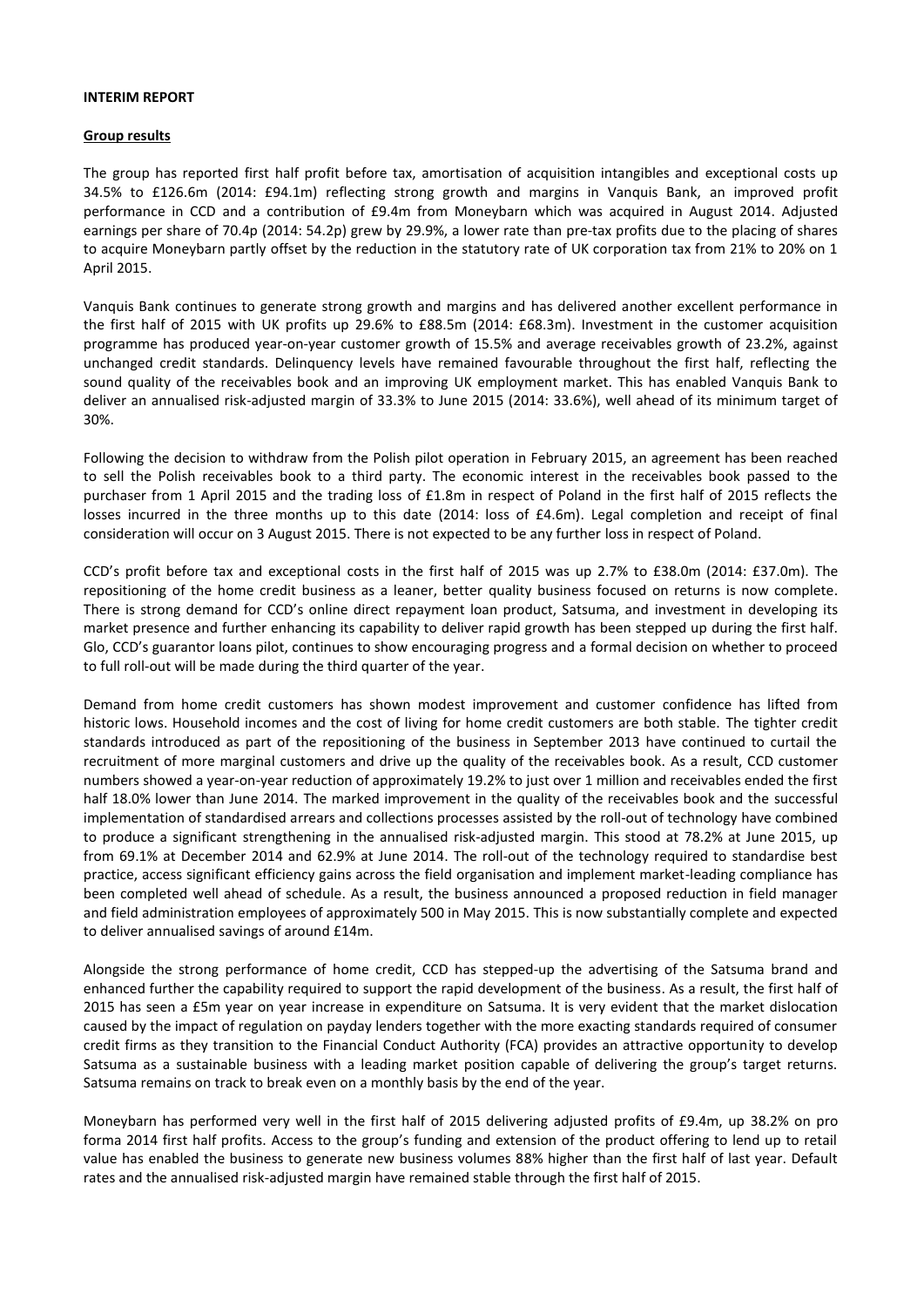**INTERIM REPORT**

**Group results**

The group has reported first half profit before tax, amortisation of acquisition intangibles and exceptional costs up 34.5% to £126.6m (2014: £94.1m) reflecting strong growth and margins in Vanquis Bank, an improved profit performance in CCD and a contribution of £9.4m from Moneybarn which was acquired in August 2014. Adjusted earnings per share of 70.4p (2014: 54.2p) grew by 29.9%, a lower rate than pre-tax profits due to the placing of shares to acquire Moneybarn partly offset by the reduction in the statutory rate of UK corporation tax from 21% to 20% on 1 April 2015.

Vanquis Bank continues to generate strong growth and margins and has delivered another excellent performance in the first half of 2015 with UK profits up 29.6% to £88.5m (2014: £68.3m). Investment in the customer acquisition programme has produced year-on-year customer growth of 15.5% and average receivables growth of 23.2%, against unchanged credit standards. Delinquency levels have remained favourable throughout the first half, reflecting the sound quality of the receivables book and an improving UK employment market. This has enabled Vanquis Bank to deliver an annualised risk-adjusted margin of 33.3% to June 2015 (2014: 33.6%), well ahead of its minimum target of 30%.

Following the decision to withdraw from the Polish pilot operation in February 2015, an agreement has been reached to sell the Polish receivables book to a third party. The economic interest in the receivables book passed to the purchaser from 1 April 2015 and the trading loss of £1.8m in respect of Poland in the first half of 2015 reflects the losses incurred in the three months up to this date (2014: loss of £4.6m). Legal completion and receipt of final consideration will occur on 3 August 2015. There is not expected to be any further loss in respect of Poland.

CCD's profit before tax and exceptional costs in the first half of 2015 was up 2.7% to £38.0m (2014: £37.0m). The repositioning of the home credit business as a leaner, better quality business focused on returns is now complete. There is strong demand for CCD's online direct repayment loan product, Satsuma, and investment in developing its market presence and further enhancing its capability to deliver rapid growth has been stepped up during the first half. Glo, CCD's guarantor loans pilot, continues to show encouraging progress and a formal decision on whether to proceed to full roll-out will be made during the third quarter of the year.

Demand from home credit customers has shown modest improvement and customer confidence has lifted from historic lows. Household incomes and the cost of living for home credit customers are both stable. The tighter credit standards introduced as part of the repositioning of the business in September 2013 have continued to curtail the recruitment of more marginal customers and drive up the quality of the receivables book. As a result, CCD customer numbers showed a year-on-year reduction of approximately 19.2% to just over 1 million and receivables ended the first half 18.0% lower than June 2014. The marked improvement in the quality of the receivables book and the successful implementation of standardised arrears and collections processes assisted by the roll-out of technology have combined to produce a significant strengthening in the annualised risk-adjusted margin. This stood at 78.2% at June 2015, up from 69.1% at December 2014 and 62.9% at June 2014. The roll-out of the technology required to standardise best practice, access significant efficiency gains across the field organisation and implement market-leading compliance has been completed well ahead of schedule. As a result, the business announced a proposed reduction in field manager and field administration employees of approximately 500 in May 2015. This is now substantially complete and expected to deliver annualised savings of around £14m.

Alongside the strong performance of home credit, CCD has stepped-up the advertising of the Satsuma brand and enhanced further the capability required to support the rapid development of the business. As a result, the first half of 2015 has seen a £5m year on year increase in expenditure on Satsuma. It is very evident that the market dislocation caused by the impact of regulation on payday lenders together with the more exacting standards required of consumer credit firms as they transition to the Financial Conduct Authority (FCA) provides an attractive opportunity to develop Satsuma as a sustainable business with a leading market position capable of delivering the group's target returns. Satsuma remains on track to break even on a monthly basis by the end of the year.

Moneybarn has performed very well in the first half of 2015 delivering adjusted profits of £9.4m, up 38.2% on pro forma 2014 first half profits. Access to the group's funding and extension of the product offering to lend up to retail value has enabled the business to generate new business volumes 88% higher than the first half of last year. Default rates and the annualised risk-adjusted margin have remained stable through the first half of 2015.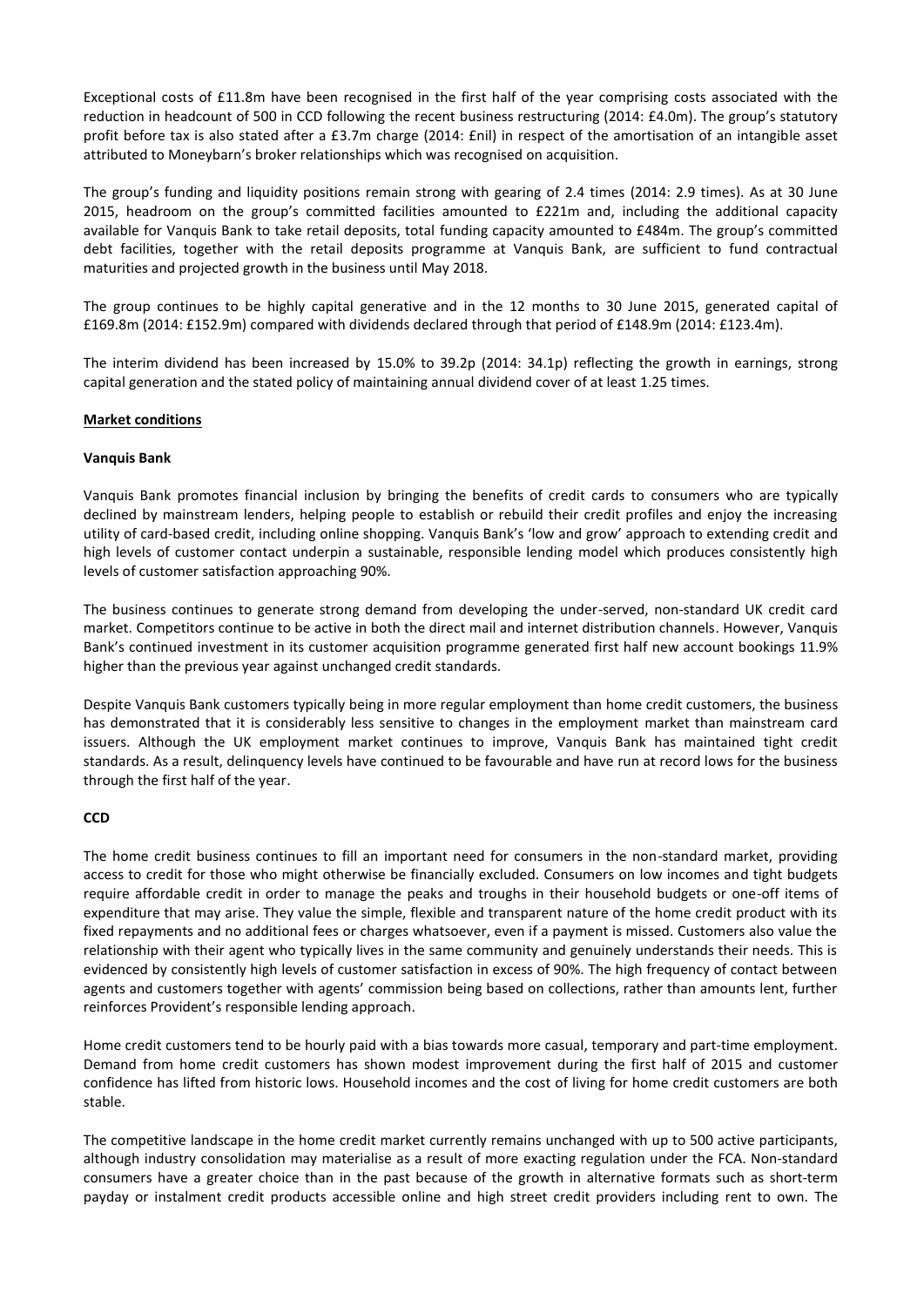Exceptional costs of £11.8m have been recognised in the first half of the year comprising costs associated with the reduction in headcount of 500 in CCD following the recent business restructuring (2014: £4.0m). The group's statutory profit before tax is also stated after a £3.7m charge (2014: £nil) in respect of the amortisation of an intangible asset attributed to Moneybarn's broker relationships which was recognised on acquisition.

The group's funding and liquidity positions remain strong with gearing of 2.4 times (2014: 2.9 times). As at 30 June 2015, headroom on the group's committed facilities amounted to £221m and, including the additional capacity available for Vanquis Bank to take retail deposits, total funding capacity amounted to £484m. The group's committed debt facilities, together with the retail deposits programme at Vanquis Bank, are sufficient to fund contractual maturities and projected growth in the business until May 2018.

The group continues to be highly capital generative and in the 12 months to 30 June 2015, generated capital of £169.8m (2014: £152.9m) compared with dividends declared through that period of £148.9m (2014: £123.4m).

The interim dividend has been increased by 15.0% to 39.2p (2014: 34.1p) reflecting the growth in earnings, strong capital generation and the stated policy of maintaining annual dividend cover of at least 1.25 times.

## Market conditions

### Vanquis Bank

Vanquis Bank promotes financial inclusion by bringing the benefits of credit cards to consumers who are typically declined by mainstream lenders, helping people to establish or rebuild their credit profiles and enjoy the increasing utility of card-based credit, including online shopping. Vanquis Bank's 'low and grow' approach to extending credit and high levels of customer contact underpin a sustainable, responsible lending model which produces consistently high levels of customer satisfaction approaching 90%.

The business continues to generate strong demand from developing the under-served, non-standard UK credit card market. Competitors continue to be active in both the direct mail and internet distribution channels. However, Vanquis Bank's continued investment in its customer acquisition programme generated first half new account bookings 11.9% higher than the previous year against unchanged credit standards.

Despite Vanquis Bank customers typically being in more regular employment than home credit customers, the business has demonstrated that it is considerably less sensitive to changes in the employment market than mainstream card issuers. Although the UK employment market continues to improve, Vanquis Bank has maintained tight credit standards. As a result, delinquency levels have continued to be favourable and have run at record lows for the business through the first half of the year.

### CCD

The home credit business continues to fill an important need for consumers in the non-standard market, providing access to credit for those who might otherwise be financially excluded. Consumers on low incomes and tight budgets require affordable credit in order to manage the peaks and troughs in their household budgets or one-off items of expenditure that may arise. They value the simple, flexible and transparent nature of the home credit product with its fixed repayments and no additional fees or charges whatsoever, even if a payment is missed. Customers also value the relationship with their agent who typically lives in the same community and genuinely understands their needs. This is evidenced by consistently high levels of customer satisfaction in excess of 90%. The high frequency of contact between agents and customers together with agents' commission being based on collections, rather than amounts lent, further reinforces Provident's responsible lending approach.

Home credit customers tend to be hourly paid with a bias towards more casual, temporary and part-time employment. Demand from home credit customers has shown modest improvement during the first half of 2015 and customer confidence has lifted from historic lows. Household incomes and the cost of living for home credit customers are both stable.

The competitive landscape in the home credit market currently remains unchanged with up to 500 active participants, although industry consolidation may materialise as a result of more exacting regulation under the FCA. Non-standard consumers have a greater choice than in the past because of the growth in alternative formats such as short-term payday or instalment credit products accessible online and high street credit providers including rent to own. The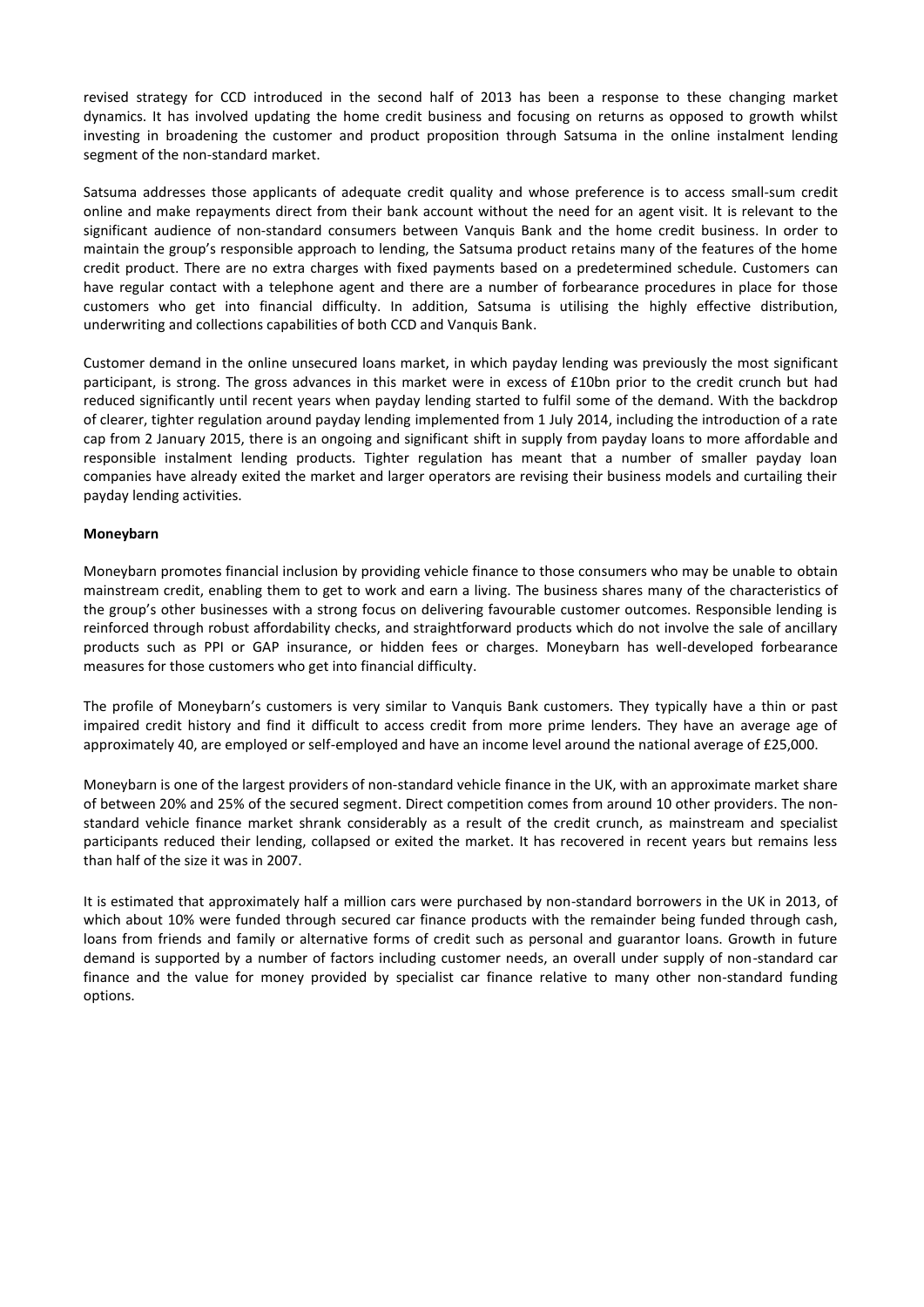revised strategy for CCD introduced in the second half of 2013 has been a response to these changing market dynamics. It has involved updating the home credit business and focusing on returns as opposed to growth whilst investing in broadening the customer and product proposition through Satsuma in the online instalment lending segment of the non-standard market.

Satsuma addresses those applicants of adequate credit quality and whose preference is to access small-sum credit online and make repayments direct from their bank account without the need for an agent visit. It is relevant to the significant audience of non-standard consumers between Vanquis Bank and the home credit business. In order to maintain the group's responsible approach to lending, the Satsuma product retains many of the features of the home credit product. There are no extra charges with fixed payments based on a predetermined schedule. Customers can have regular contact with a telephone agent and there are a number of forbearance procedures in place for those customers who get into financial difficulty. In addition, Satsuma is utilising the highly effective distribution, underwriting and collections capabilities of both CCD and Vanquis Bank.

Customer demand in the online unsecured loans market, in which payday lending was previously the most significant participant, is strong. The gross advances in this market were in excess of £10bn prior to the credit crunch but had reduced significantly until recent years when payday lending started to fulfil some of the demand. With the backdrop of clearer, tighter regulation around payday lending implemented from 1 July 2014, including the introduction of a rate cap from 2 January 2015, there is an ongoing and significant shift in supply from payday loans to more affordable and responsible instalment lending products. Tighter regulation has meant that a number of smaller payday loan companies have already exited the market and larger operators are revising their business models and curtailing their payday lending activities.

**Moneybarn**

Moneybarn promotes financial inclusion by providing vehicle finance to those consumers who may be unable to obtain mainstream credit, enabling them to get to work and earn a living. The business shares many of the characteristics of the group's other businesses with a strong focus on delivering favourable customer outcomes. Responsible lending is reinforced through robust affordability checks, and straightforward products which do not involve the sale of ancillary products such as PPI or GAP insurance, or hidden fees or charges. Moneybarn has well-developed forbearance measures for those customers who get into financial difficulty.

The profile of Moneybarn's customers is very similar to Vanquis Bank customers. They typically have a thin or past impaired credit history and find it difficult to access credit from more prime lenders. They have an average age of approximately 40, are employed or self-employed and have an income level around the national average of £25,000.

Moneybarn is one of the largest providers of non-standard vehicle finance in the UK, with an approximate market share of between 20% and 25% of the secured segment. Direct competition comes from around 10 other providers. The non-standard vehicle finance market shrank considerably as a result of the credit crunch, as mainstream and specialist participants reduced their lending, collapsed or exited the market. It has recovered in recent years but remains less than half of the size it was in 2007.

It is estimated that approximately half a million cars were purchased by non-standard borrowers in the UK in 2013, of which about 10% were funded through secured car finance products with the remainder being funded through cash, loans from friends and family or alternative forms of credit such as personal and guarantor loans. Growth in future demand is supported by a number of factors including customer needs, an overall under supply of non-standard car finance and the value for money provided by specialist car finance relative to many other non-standard funding options.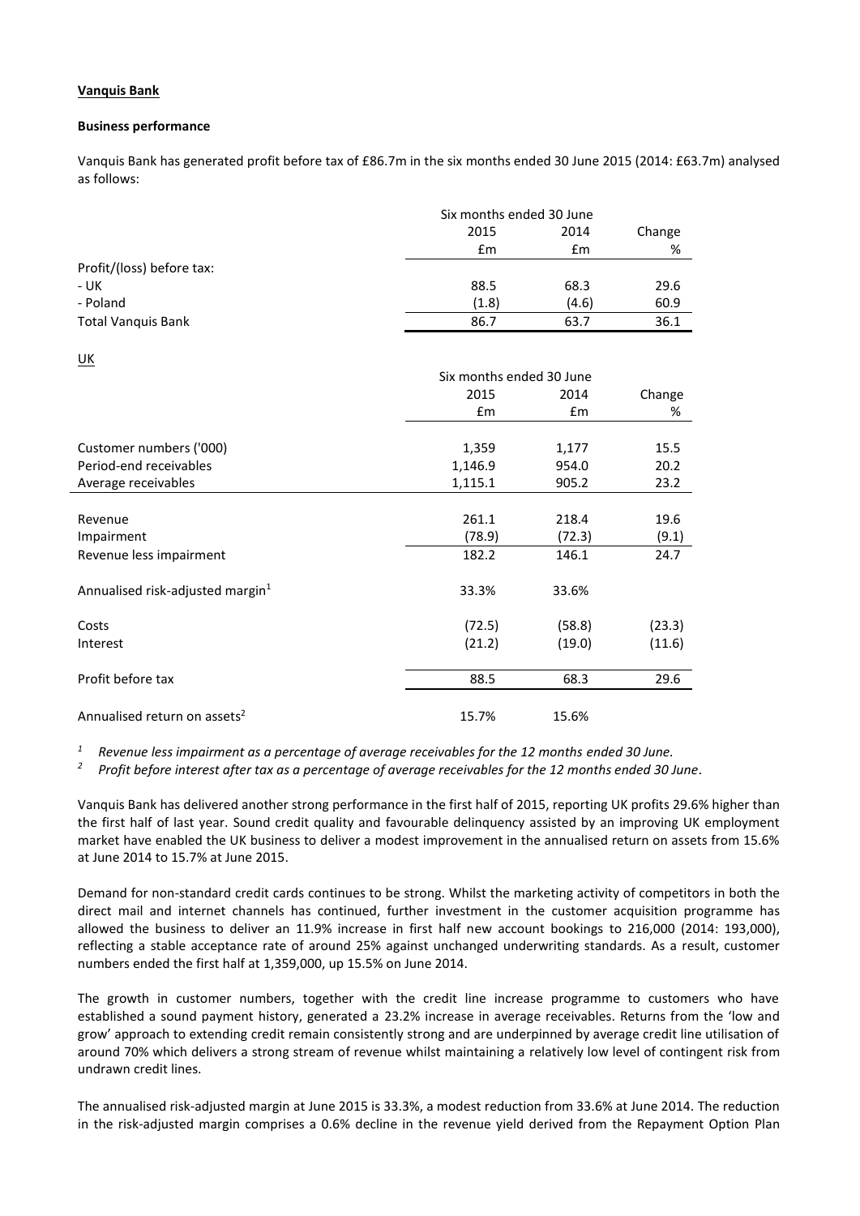**Vanquis Bank**

**Business performance**

Vanquis Bank has generated profit before tax of £86.7m in the six months ended 30 June 2015 (2014: £63.7m) analysed as follows:

| | Six months ended 30 June | | |
|---|---|---|---|
| | 2015 | 2014 | Change |
| | £m | £m | % |
| Profit/(loss) before tax: | | | |
| - UK | 88.5 | 68.3 | 29.6 |
| - Poland | (1.8) | (4.6) | 60.9 |
| Total Vanquis Bank | 86.7 | 63.7 | 36.1 |

UK

| | Six months ended 30 June | | |
|---|---|---|---|
| | 2015 | 2014 | Change |
| | £m | £m | % |
| Customer numbers ('000) | 1,359 | 1,177 | 15.5 |
| Period-end receivables | 1,146.9 | 954.0 | 20.2 |
| Average receivables | 1,115.1 | 905.2 | 23.2 |
| Revenue | 261.1 | 218.4 | 19.6 |
| Impairment | (78.9) | (72.3) | (9.1) |
| Revenue less impairment | 182.2 | 146.1 | 24.7 |
| Annualised risk-adjusted margin[1] | 33.3% | 33.6% | |
| Costs | (72.5) | (58.8) | (23.3) |
| Interest | (21.2) | (19.0) | (11.6) |
| Profit before tax | 88.5 | 68.3 | 29.6 |
| Annualised return on assets[2] | 15.7% | 15.6% | |

[1] *Revenue less impairment as a percentage of average receivables for the 12 months ended 30 June.*

[2] *Profit before interest after tax as a percentage of average receivables for the 12 months ended 30 June.*

Vanquis Bank has delivered another strong performance in the first half of 2015, reporting UK profits 29.6% higher than the first half of last year. Sound credit quality and favourable delinquency assisted by an improving UK employment market have enabled the UK business to deliver a modest improvement in the annualised return on assets from 15.6% at June 2014 to 15.7% at June 2015.

Demand for non-standard credit cards continues to be strong. Whilst the marketing activity of competitors in both the direct mail and internet channels has continued, further investment in the customer acquisition programme has allowed the business to deliver an 11.9% increase in first half new account bookings to 216,000 (2014: 193,000), reflecting a stable acceptance rate of around 25% against unchanged underwriting standards. As a result, customer numbers ended the first half at 1,359,000, up 15.5% on June 2014.

The growth in customer numbers, together with the credit line increase programme to customers who have established a sound payment history, generated a 23.2% increase in average receivables. Returns from the 'low and grow' approach to extending credit remain consistently strong and are underpinned by average credit line utilisation of around 70% which delivers a strong stream of revenue whilst maintaining a relatively low level of contingent risk from undrawn credit lines.

The annualised risk-adjusted margin at June 2015 is 33.3%, a modest reduction from 33.6% at June 2014. The reduction in the risk-adjusted margin comprises a 0.6% decline in the revenue yield derived from the Repayment Option Plan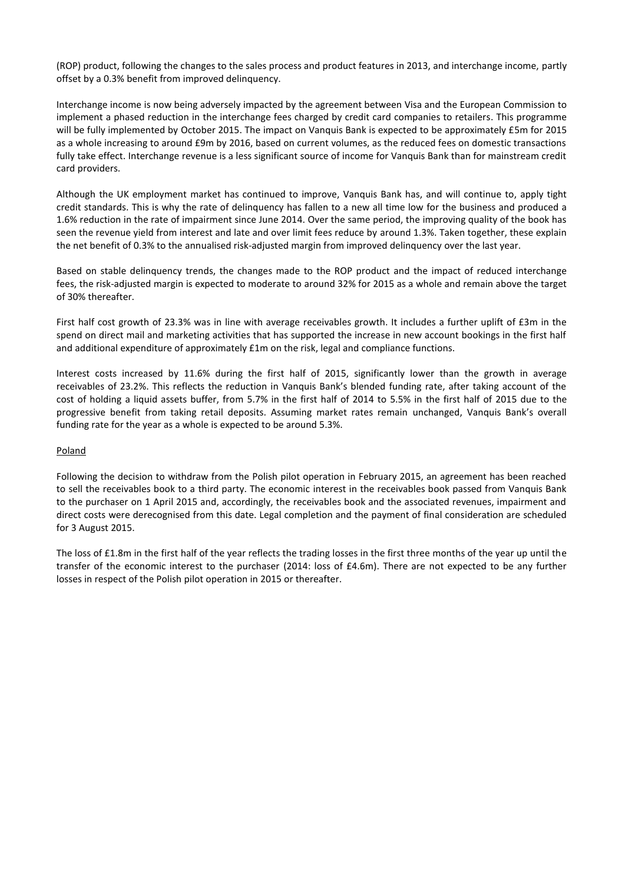(ROP) product, following the changes to the sales process and product features in 2013, and interchange income, partly offset by a 0.3% benefit from improved delinquency.

Interchange income is now being adversely impacted by the agreement between Visa and the European Commission to implement a phased reduction in the interchange fees charged by credit card companies to retailers. This programme will be fully implemented by October 2015. The impact on Vanquis Bank is expected to be approximately £5m for 2015 as a whole increasing to around £9m by 2016, based on current volumes, as the reduced fees on domestic transactions fully take effect. Interchange revenue is a less significant source of income for Vanquis Bank than for mainstream credit card providers.

Although the UK employment market has continued to improve, Vanquis Bank has, and will continue to, apply tight credit standards. This is why the rate of delinquency has fallen to a new all time low for the business and produced a 1.6% reduction in the rate of impairment since June 2014. Over the same period, the improving quality of the book has seen the revenue yield from interest and late and over limit fees reduce by around 1.3%. Taken together, these explain the net benefit of 0.3% to the annualised risk-adjusted margin from improved delinquency over the last year.

Based on stable delinquency trends, the changes made to the ROP product and the impact of reduced interchange fees, the risk-adjusted margin is expected to moderate to around 32% for 2015 as a whole and remain above the target of 30% thereafter.

First half cost growth of 23.3% was in line with average receivables growth. It includes a further uplift of £3m in the spend on direct mail and marketing activities that has supported the increase in new account bookings in the first half and additional expenditure of approximately £1m on the risk, legal and compliance functions.

Interest costs increased by 11.6% during the first half of 2015, significantly lower than the growth in average receivables of 23.2%. This reflects the reduction in Vanquis Bank's blended funding rate, after taking account of the cost of holding a liquid assets buffer, from 5.7% in the first half of 2014 to 5.5% in the first half of 2015 due to the progressive benefit from taking retail deposits. Assuming market rates remain unchanged, Vanquis Bank's overall funding rate for the year as a whole is expected to be around 5.3%.

Poland

Following the decision to withdraw from the Polish pilot operation in February 2015, an agreement has been reached to sell the receivables book to a third party. The economic interest in the receivables book passed from Vanquis Bank to the purchaser on 1 April 2015 and, accordingly, the receivables book and the associated revenues, impairment and direct costs were derecognised from this date. Legal completion and the payment of final consideration are scheduled for 3 August 2015.

The loss of £1.8m in the first half of the year reflects the trading losses in the first three months of the year up until the transfer of the economic interest to the purchaser (2014: loss of £4.6m). There are not expected to be any further losses in respect of the Polish pilot operation in 2015 or thereafter.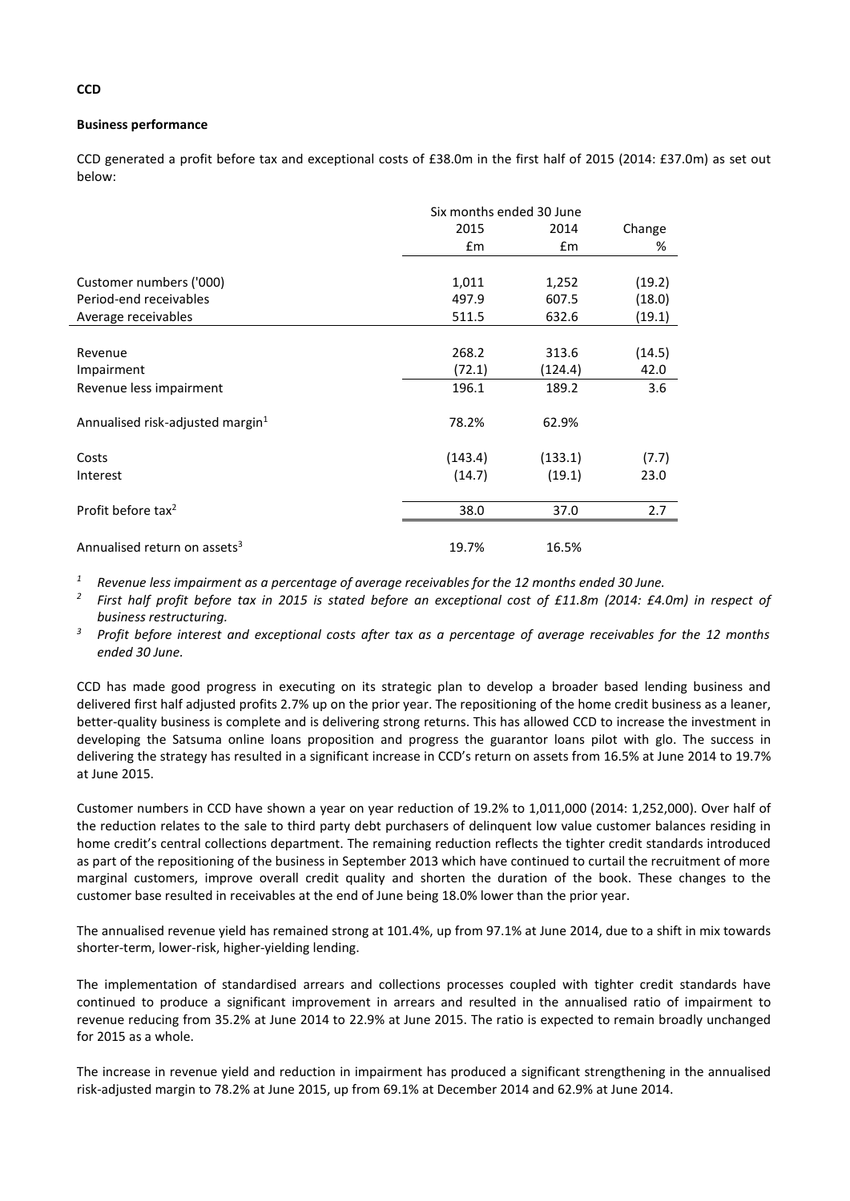**CCD**

**Business performance**

CCD generated a profit before tax and exceptional costs of £38.0m in the first half of 2015 (2014: £37.0m) as set out below:

| | Six months ended 30 June | | |
|---|---|---|---|
| | 2015 | 2014 | Change |
| | £m | £m | % |
| Customer numbers ('000) | 1,011 | 1,252 | (19.2) |
| Period-end receivables | 497.9 | 607.5 | (18.0) |
| Average receivables | 511.5 | 632.6 | (19.1) |
| Revenue | 268.2 | 313.6 | (14.5) |
| Impairment | (72.1) | (124.4) | 42.0 |
| Revenue less impairment | 196.1 | 189.2 | 3.6 |
| Annualised risk-adjusted margin[1] | 78.2% | 62.9% | |
| Costs | (143.4) | (133.1) | (7.7) |
| Interest | (14.7) | (19.1) | 23.0 |
| Profit before tax[2] | 38.0 | 37.0 | 2.7 |
| Annualised return on assets[3] | 19.7% | 16.5% | |

[1] *Revenue less impairment as a percentage of average receivables for the 12 months ended 30 June.*

[2] *First half profit before tax in 2015 is stated before an exceptional cost of £11.8m (2014: £4.0m) in respect of business restructuring.*

[3] *Profit before interest and exceptional costs after tax as a percentage of average receivables for the 12 months ended 30 June.*

CCD has made good progress in executing on its strategic plan to develop a broader based lending business and delivered first half adjusted profits 2.7% up on the prior year. The repositioning of the home credit business as a leaner, better-quality business is complete and is delivering strong returns. This has allowed CCD to increase the investment in developing the Satsuma online loans proposition and progress the guarantor loans pilot with glo. The success in delivering the strategy has resulted in a significant increase in CCD's return on assets from 16.5% at June 2014 to 19.7% at June 2015.

Customer numbers in CCD have shown a year on year reduction of 19.2% to 1,011,000 (2014: 1,252,000). Over half of the reduction relates to the sale to third party debt purchasers of delinquent low value customer balances residing in home credit's central collections department. The remaining reduction reflects the tighter credit standards introduced as part of the repositioning of the business in September 2013 which have continued to curtail the recruitment of more marginal customers, improve overall credit quality and shorten the duration of the book. These changes to the customer base resulted in receivables at the end of June being 18.0% lower than the prior year.

The annualised revenue yield has remained strong at 101.4%, up from 97.1% at June 2014, due to a shift in mix towards shorter-term, lower-risk, higher-yielding lending.

The implementation of standardised arrears and collections processes coupled with tighter credit standards have continued to produce a significant improvement in arrears and resulted in the annualised ratio of impairment to revenue reducing from 35.2% at June 2014 to 22.9% at June 2015. The ratio is expected to remain broadly unchanged for 2015 as a whole.

The increase in revenue yield and reduction in impairment has produced a significant strengthening in the annualised risk-adjusted margin to 78.2% at June 2015, up from 69.1% at December 2014 and 62.9% at June 2014.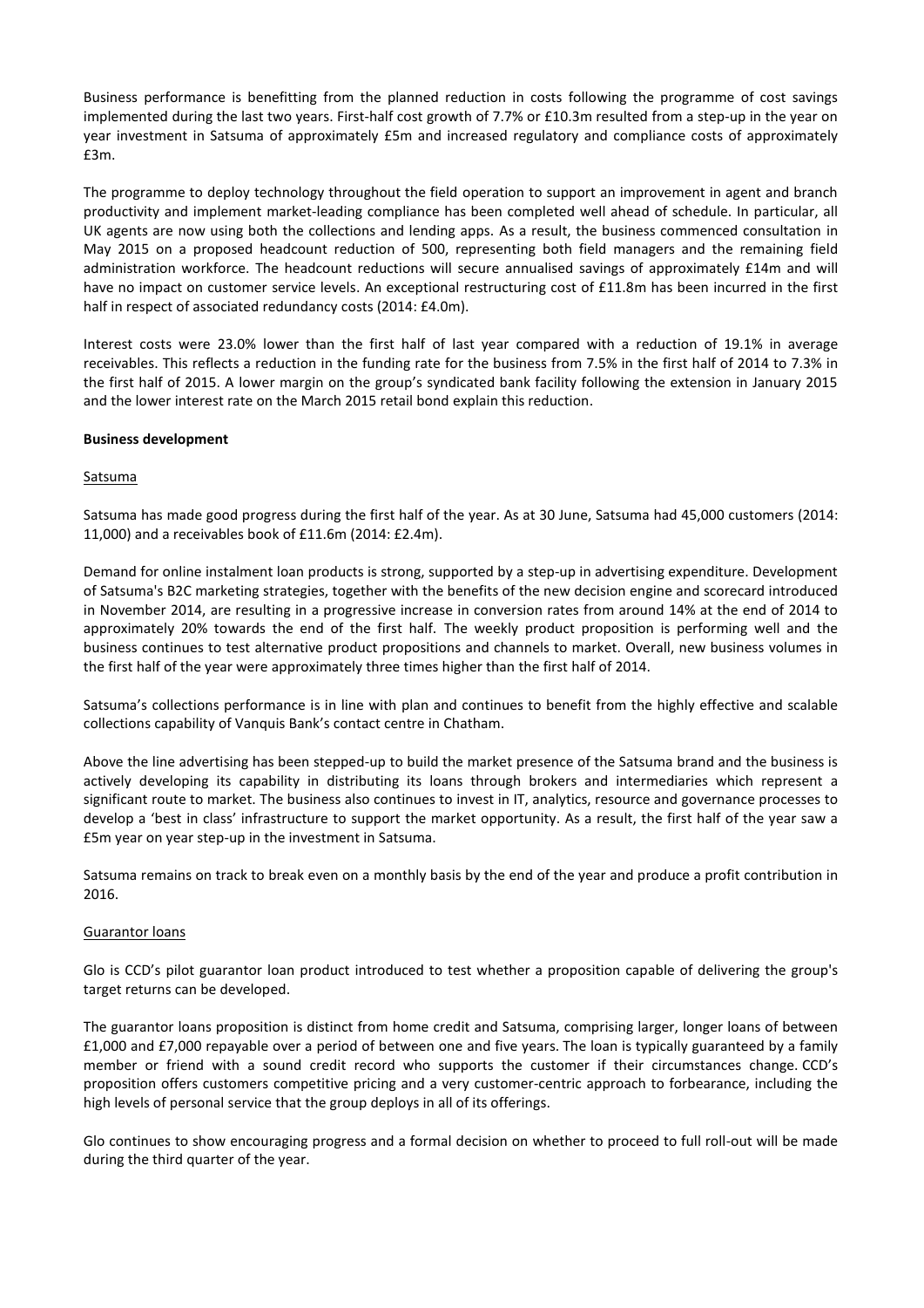Business performance is benefitting from the planned reduction in costs following the programme of cost savings implemented during the last two years. First-half cost growth of 7.7% or £10.3m resulted from a step-up in the year on year investment in Satsuma of approximately £5m and increased regulatory and compliance costs of approximately £3m.

The programme to deploy technology throughout the field operation to support an improvement in agent and branch productivity and implement market-leading compliance has been completed well ahead of schedule. In particular, all UK agents are now using both the collections and lending apps. As a result, the business commenced consultation in May 2015 on a proposed headcount reduction of 500, representing both field managers and the remaining field administration workforce. The headcount reductions will secure annualised savings of approximately £14m and will have no impact on customer service levels. An exceptional restructuring cost of £11.8m has been incurred in the first half in respect of associated redundancy costs (2014: £4.0m).

Interest costs were 23.0% lower than the first half of last year compared with a reduction of 19.1% in average receivables. This reflects a reduction in the funding rate for the business from 7.5% in the first half of 2014 to 7.3% in the first half of 2015. A lower margin on the group's syndicated bank facility following the extension in January 2015 and the lower interest rate on the March 2015 retail bond explain this reduction.

**Business development**

Satsuma

Satsuma has made good progress during the first half of the year. As at 30 June, Satsuma had 45,000 customers (2014: 11,000) and a receivables book of £11.6m (2014: £2.4m).

Demand for online instalment loan products is strong, supported by a step-up in advertising expenditure. Development of Satsuma's B2C marketing strategies, together with the benefits of the new decision engine and scorecard introduced in November 2014, are resulting in a progressive increase in conversion rates from around 14% at the end of 2014 to approximately 20% towards the end of the first half. The weekly product proposition is performing well and the business continues to test alternative product propositions and channels to market. Overall, new business volumes in the first half of the year were approximately three times higher than the first half of 2014.

Satsuma's collections performance is in line with plan and continues to benefit from the highly effective and scalable collections capability of Vanquis Bank's contact centre in Chatham.

Above the line advertising has been stepped-up to build the market presence of the Satsuma brand and the business is actively developing its capability in distributing its loans through brokers and intermediaries which represent a significant route to market. The business also continues to invest in IT, analytics, resource and governance processes to develop a 'best in class' infrastructure to support the market opportunity. As a result, the first half of the year saw a £5m year on year step-up in the investment in Satsuma.

Satsuma remains on track to break even on a monthly basis by the end of the year and produce a profit contribution in 2016.

Guarantor loans

Glo is CCD's pilot guarantor loan product introduced to test whether a proposition capable of delivering the group's target returns can be developed.

The guarantor loans proposition is distinct from home credit and Satsuma, comprising larger, longer loans of between £1,000 and £7,000 repayable over a period of between one and five years. The loan is typically guaranteed by a family member or friend with a sound credit record who supports the customer if their circumstances change. CCD's proposition offers customers competitive pricing and a very customer-centric approach to forbearance, including the high levels of personal service that the group deploys in all of its offerings.

Glo continues to show encouraging progress and a formal decision on whether to proceed to full roll-out will be made during the third quarter of the year.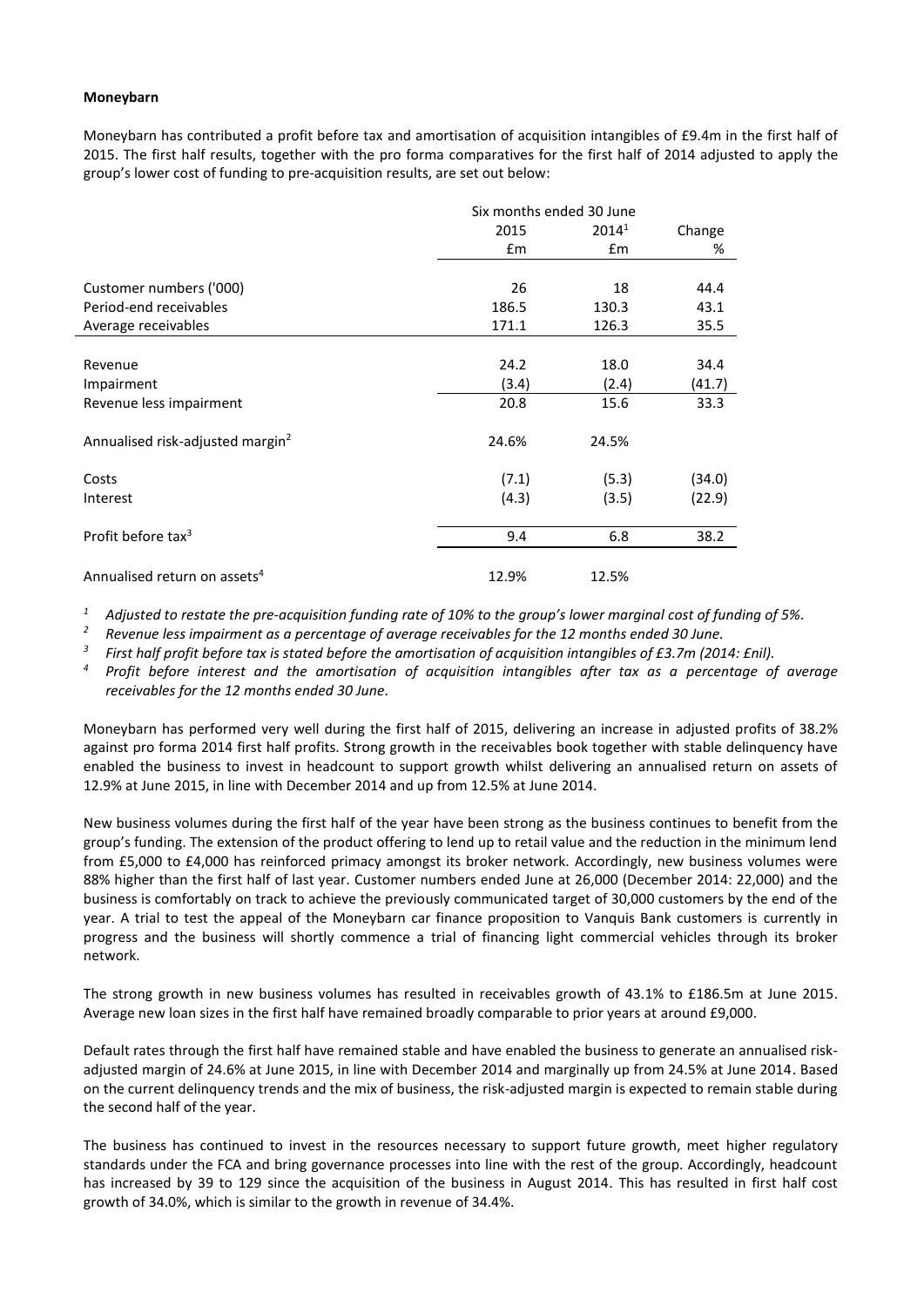**Moneybarn**

Moneybarn has contributed a profit before tax and amortisation of acquisition intangibles of £9.4m in the first half of 2015. The first half results, together with the pro forma comparatives for the first half of 2014 adjusted to apply the group's lower cost of funding to pre-acquisition results, are set out below:

| | Six months ended 30 June | | |
|---|---|---|---|
| | 2015 | 2014[1] | Change |
| | £m | £m | % |
| Customer numbers ('000) | 26 | 18 | 44.4 |
| Period-end receivables | 186.5 | 130.3 | 43.1 |
| Average receivables | 171.1 | 126.3 | 35.5 |
| Revenue | 24.2 | 18.0 | 34.4 |
| Impairment | (3.4) | (2.4) | (41.7) |
| Revenue less impairment | 20.8 | 15.6 | 33.3 |
| Annualised risk-adjusted margin[2] | 24.6% | 24.5% | |
| Costs | (7.1) | (5.3) | (34.0) |
| Interest | (4.3) | (3.5) | (22.9) |
| Profit before tax[3] | 9.4 | 6.8 | 38.2 |
| Annualised return on assets[4] | 12.9% | 12.5% | |

[1] *Adjusted to restate the pre-acquisition funding rate of 10% to the group's lower marginal cost of funding of 5%.*

[2] *Revenue less impairment as a percentage of average receivables for the 12 months ended 30 June.*

[3] *First half profit before tax is stated before the amortisation of acquisition intangibles of £3.7m (2014: £nil).*

[4] *Profit before interest and the amortisation of acquisition intangibles after tax as a percentage of average receivables for the 12 months ended 30 June.*

Moneybarn has performed very well during the first half of 2015, delivering an increase in adjusted profits of 38.2% against pro forma 2014 first half profits. Strong growth in the receivables book together with stable delinquency have enabled the business to invest in headcount to support growth whilst delivering an annualised return on assets of 12.9% at June 2015, in line with December 2014 and up from 12.5% at June 2014.

New business volumes during the first half of the year have been strong as the business continues to benefit from the group's funding. The extension of the product offering to lend up to retail value and the reduction in the minimum lend from £5,000 to £4,000 has reinforced primacy amongst its broker network. Accordingly, new business volumes were 88% higher than the first half of last year. Customer numbers ended June at 26,000 (December 2014: 22,000) and the business is comfortably on track to achieve the previously communicated target of 30,000 customers by the end of the year. A trial to test the appeal of the Moneybarn car finance proposition to Vanquis Bank customers is currently in progress and the business will shortly commence a trial of financing light commercial vehicles through its broker network.

The strong growth in new business volumes has resulted in receivables growth of 43.1% to £186.5m at June 2015. Average new loan sizes in the first half have remained broadly comparable to prior years at around £9,000.

Default rates through the first half have remained stable and have enabled the business to generate an annualised risk-adjusted margin of 24.6% at June 2015, in line with December 2014 and marginally up from 24.5% at June 2014. Based on the current delinquency trends and the mix of business, the risk-adjusted margin is expected to remain stable during the second half of the year.

The business has continued to invest in the resources necessary to support future growth, meet higher regulatory standards under the FCA and bring governance processes into line with the rest of the group. Accordingly, headcount has increased by 39 to 129 since the acquisition of the business in August 2014. This has resulted in first half cost growth of 34.0%, which is similar to the growth in revenue of 34.4%.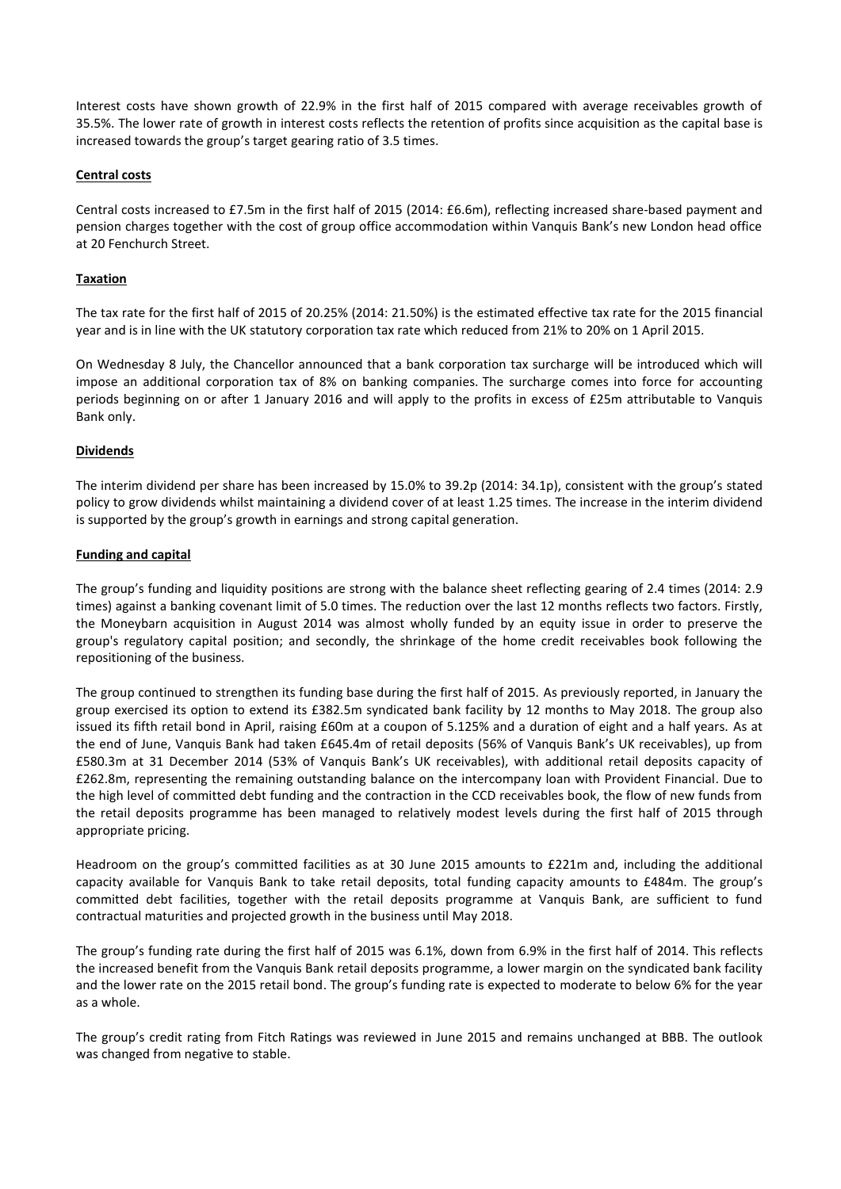Interest costs have shown growth of 22.9% in the first half of 2015 compared with average receivables growth of 35.5%. The lower rate of growth in interest costs reflects the retention of profits since acquisition as the capital base is increased towards the group's target gearing ratio of 3.5 times.

**Central costs**

Central costs increased to £7.5m in the first half of 2015 (2014: £6.6m), reflecting increased share-based payment and pension charges together with the cost of group office accommodation within Vanquis Bank's new London head office at 20 Fenchurch Street.

**Taxation**

The tax rate for the first half of 2015 of 20.25% (2014: 21.50%) is the estimated effective tax rate for the 2015 financial year and is in line with the UK statutory corporation tax rate which reduced from 21% to 20% on 1 April 2015.

On Wednesday 8 July, the Chancellor announced that a bank corporation tax surcharge will be introduced which will impose an additional corporation tax of 8% on banking companies. The surcharge comes into force for accounting periods beginning on or after 1 January 2016 and will apply to the profits in excess of £25m attributable to Vanquis Bank only.

**Dividends**

The interim dividend per share has been increased by 15.0% to 39.2p (2014: 34.1p), consistent with the group's stated policy to grow dividends whilst maintaining a dividend cover of at least 1.25 times. The increase in the interim dividend is supported by the group's growth in earnings and strong capital generation.

**Funding and capital**

The group's funding and liquidity positions are strong with the balance sheet reflecting gearing of 2.4 times (2014: 2.9 times) against a banking covenant limit of 5.0 times. The reduction over the last 12 months reflects two factors. Firstly, the Moneybarn acquisition in August 2014 was almost wholly funded by an equity issue in order to preserve the group's regulatory capital position; and secondly, the shrinkage of the home credit receivables book following the repositioning of the business.

The group continued to strengthen its funding base during the first half of 2015. As previously reported, in January the group exercised its option to extend its £382.5m syndicated bank facility by 12 months to May 2018. The group also issued its fifth retail bond in April, raising £60m at a coupon of 5.125% and a duration of eight and a half years. As at the end of June, Vanquis Bank had taken £645.4m of retail deposits (56% of Vanquis Bank's UK receivables), up from £580.3m at 31 December 2014 (53% of Vanquis Bank's UK receivables), with additional retail deposits capacity of £262.8m, representing the remaining outstanding balance on the intercompany loan with Provident Financial. Due to the high level of committed debt funding and the contraction in the CCD receivables book, the flow of new funds from the retail deposits programme has been managed to relatively modest levels during the first half of 2015 through appropriate pricing.

Headroom on the group's committed facilities as at 30 June 2015 amounts to £221m and, including the additional capacity available for Vanquis Bank to take retail deposits, total funding capacity amounts to £484m. The group's committed debt facilities, together with the retail deposits programme at Vanquis Bank, are sufficient to fund contractual maturities and projected growth in the business until May 2018.

The group's funding rate during the first half of 2015 was 6.1%, down from 6.9% in the first half of 2014. This reflects the increased benefit from the Vanquis Bank retail deposits programme, a lower margin on the syndicated bank facility and the lower rate on the 2015 retail bond. The group's funding rate is expected to moderate to below 6% for the year as a whole.

The group's credit rating from Fitch Ratings was reviewed in June 2015 and remains unchanged at BBB. The outlook was changed from negative to stable.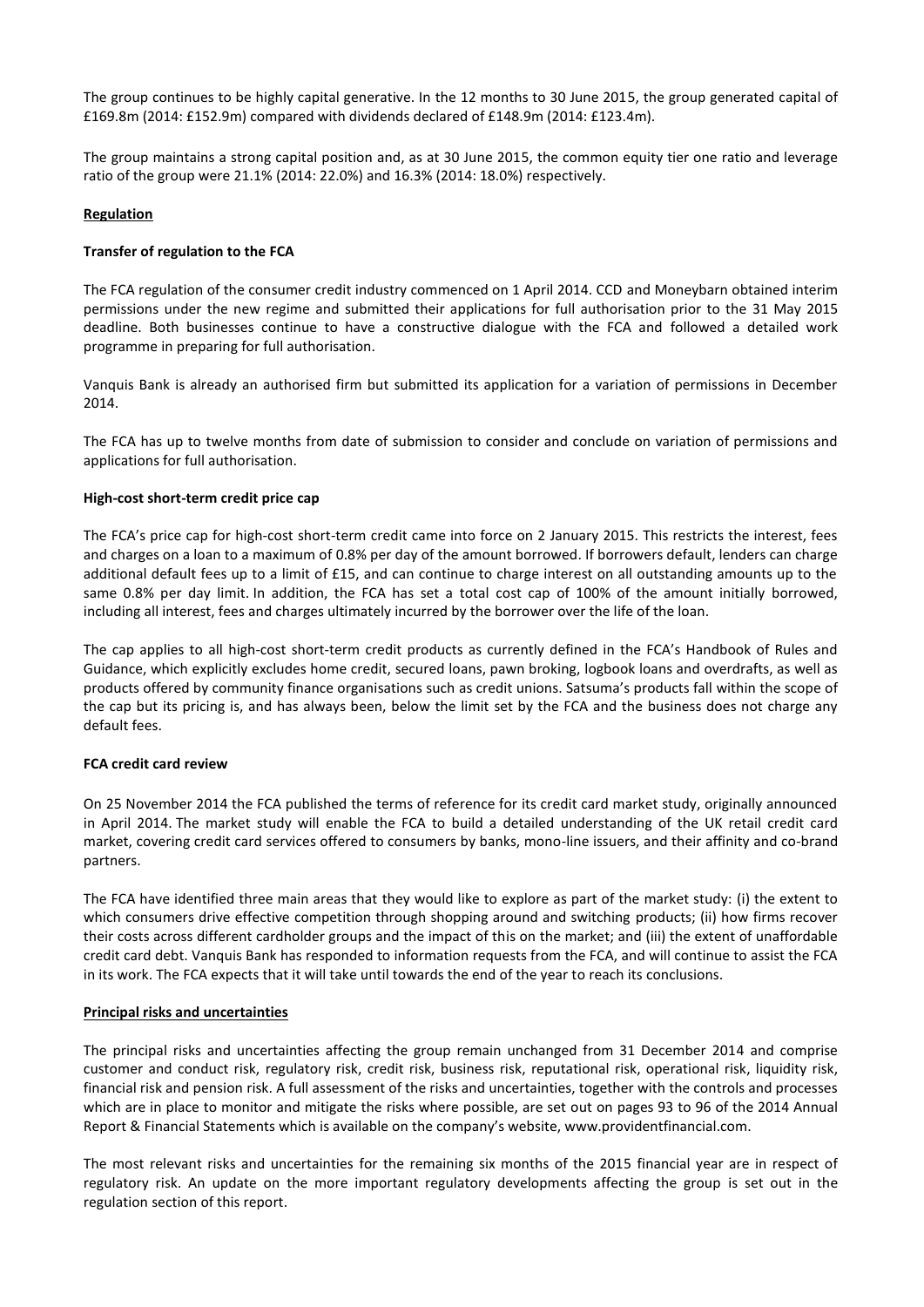The group continues to be highly capital generative. In the 12 months to 30 June 2015, the group generated capital of £169.8m (2014: £152.9m) compared with dividends declared of £148.9m (2014: £123.4m).

The group maintains a strong capital position and, as at 30 June 2015, the common equity tier one ratio and leverage ratio of the group were 21.1% (2014: 22.0%) and 16.3% (2014: 18.0%) respectively.

## Regulation

### Transfer of regulation to the FCA

The FCA regulation of the consumer credit industry commenced on 1 April 2014. CCD and Moneybarn obtained interim permissions under the new regime and submitted their applications for full authorisation prior to the 31 May 2015 deadline. Both businesses continue to have a constructive dialogue with the FCA and followed a detailed work programme in preparing for full authorisation.

Vanquis Bank is already an authorised firm but submitted its application for a variation of permissions in December 2014.

The FCA has up to twelve months from date of submission to consider and conclude on variation of permissions and applications for full authorisation.

### High-cost short-term credit price cap

The FCA's price cap for high-cost short-term credit came into force on 2 January 2015. This restricts the interest, fees and charges on a loan to a maximum of 0.8% per day of the amount borrowed. If borrowers default, lenders can charge additional default fees up to a limit of £15, and can continue to charge interest on all outstanding amounts up to the same 0.8% per day limit. In addition, the FCA has set a total cost cap of 100% of the amount initially borrowed, including all interest, fees and charges ultimately incurred by the borrower over the life of the loan.

The cap applies to all high-cost short-term credit products as currently defined in the FCA's Handbook of Rules and Guidance, which explicitly excludes home credit, secured loans, pawn broking, logbook loans and overdrafts, as well as products offered by community finance organisations such as credit unions. Satsuma's products fall within the scope of the cap but its pricing is, and has always been, below the limit set by the FCA and the business does not charge any default fees.

### FCA credit card review

On 25 November 2014 the FCA published the terms of reference for its credit card market study, originally announced in April 2014. The market study will enable the FCA to build a detailed understanding of the UK retail credit card market, covering credit card services offered to consumers by banks, mono-line issuers, and their affinity and co-brand partners.

The FCA have identified three main areas that they would like to explore as part of the market study: (i) the extent to which consumers drive effective competition through shopping around and switching products; (ii) how firms recover their costs across different cardholder groups and the impact of this on the market; and (iii) the extent of unaffordable credit card debt. Vanquis Bank has responded to information requests from the FCA, and will continue to assist the FCA in its work. The FCA expects that it will take until towards the end of the year to reach its conclusions.

## Principal risks and uncertainties

The principal risks and uncertainties affecting the group remain unchanged from 31 December 2014 and comprise customer and conduct risk, regulatory risk, credit risk, business risk, reputational risk, operational risk, liquidity risk, financial risk and pension risk. A full assessment of the risks and uncertainties, together with the controls and processes which are in place to monitor and mitigate the risks where possible, are set out on pages 93 to 96 of the 2014 Annual Report & Financial Statements which is available on the company's website, www.providentfinancial.com.

The most relevant risks and uncertainties for the remaining six months of the 2015 financial year are in respect of regulatory risk. An update on the more important regulatory developments affecting the group is set out in the regulation section of this report.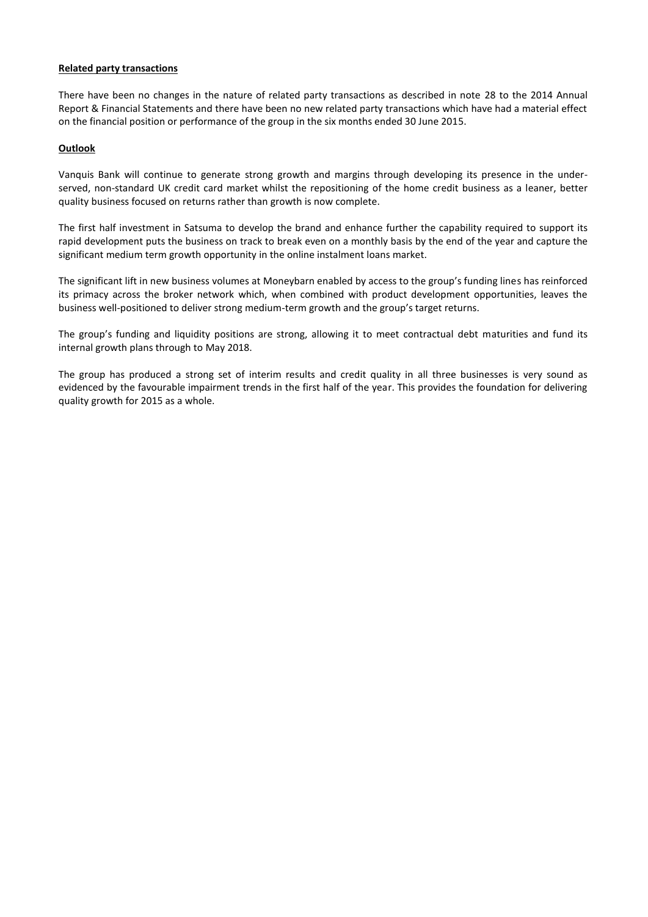**Related party transactions**

There have been no changes in the nature of related party transactions as described in note 28 to the 2014 Annual Report & Financial Statements and there have been no new related party transactions which have had a material effect on the financial position or performance of the group in the six months ended 30 June 2015.

**Outlook**

Vanquis Bank will continue to generate strong growth and margins through developing its presence in the under-served, non-standard UK credit card market whilst the repositioning of the home credit business as a leaner, better quality business focused on returns rather than growth is now complete.

The first half investment in Satsuma to develop the brand and enhance further the capability required to support its rapid development puts the business on track to break even on a monthly basis by the end of the year and capture the significant medium term growth opportunity in the online instalment loans market.

The significant lift in new business volumes at Moneybarn enabled by access to the group's funding lines has reinforced its primacy across the broker network which, when combined with product development opportunities, leaves the business well-positioned to deliver strong medium-term growth and the group's target returns.

The group's funding and liquidity positions are strong, allowing it to meet contractual debt maturities and fund its internal growth plans through to May 2018.

The group has produced a strong set of interim results and credit quality in all three businesses is very sound as evidenced by the favourable impairment trends in the first half of the year. This provides the foundation for delivering quality growth for 2015 as a whole.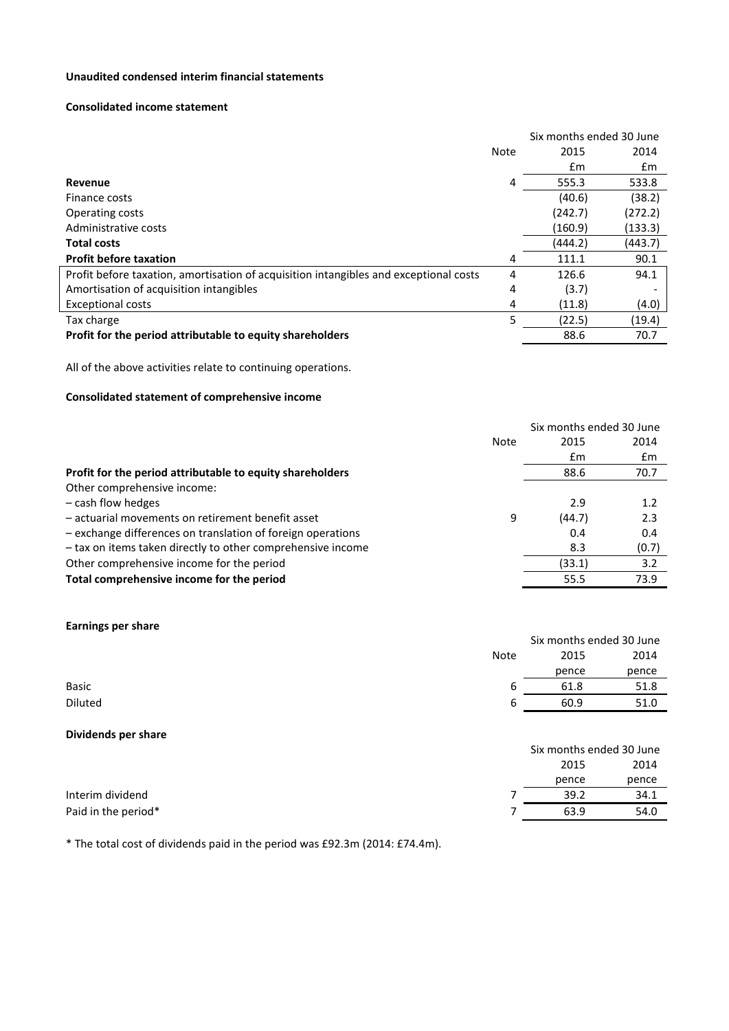**Unaudited condensed interim financial statements**

**Consolidated income statement**

| | Note | Six months ended 30 June 2015 £m | Six months ended 30 June 2014 £m |
|---|---|---|---|
| **Revenue** | 4 | 555.3 | 533.8 |
| Finance costs | | (40.6) | (38.2) |
| Operating costs | | (242.7) | (272.2) |
| Administrative costs | | (160.9) | (133.3) |
| **Total costs** | | (444.2) | (443.7) |
| **Profit before taxation** | 4 | 111.1 | 90.1 |
| Profit before taxation, amortisation of acquisition intangibles and exceptional costs | 4 | 126.6 | 94.1 |
| Amortisation of acquisition intangibles | 4 | (3.7) | - |
| Exceptional costs | 4 | (11.8) | (4.0) |
| Tax charge | 5 | (22.5) | (19.4) |
| **Profit for the period attributable to equity shareholders** | | 88.6 | 70.7 |

All of the above activities relate to continuing operations.

**Consolidated statement of comprehensive income**

| | Note | Six months ended 30 June 2015 £m | Six months ended 30 June 2014 £m |
|---|---|---|---|
| **Profit for the period attributable to equity shareholders** | | 88.6 | 70.7 |
| Other comprehensive income: | | | |
| – cash flow hedges | | 2.9 | 1.2 |
| – actuarial movements on retirement benefit asset | 9 | (44.7) | 2.3 |
| – exchange differences on translation of foreign operations | | 0.4 | 0.4 |
| – tax on items taken directly to other comprehensive income | | 8.3 | (0.7) |
| Other comprehensive income for the period | | (33.1) | 3.2 |
| **Total comprehensive income for the period** | | 55.5 | 73.9 |

**Earnings per share**

| | Note | Six months ended 30 June 2015 pence | Six months ended 30 June 2014 pence |
|---|---|---|---|
| Basic | 6 | 61.8 | 51.8 |
| Diluted | 6 | 60.9 | 51.0 |

**Dividends per share**

| | | Six months ended 30 June 2015 pence | Six months ended 30 June 2014 pence |
|---|---|---|---|
| Interim dividend | 7 | 39.2 | 34.1 |
| Paid in the period* | 7 | 63.9 | 54.0 |

* The total cost of dividends paid in the period was £92.3m (2014: £74.4m).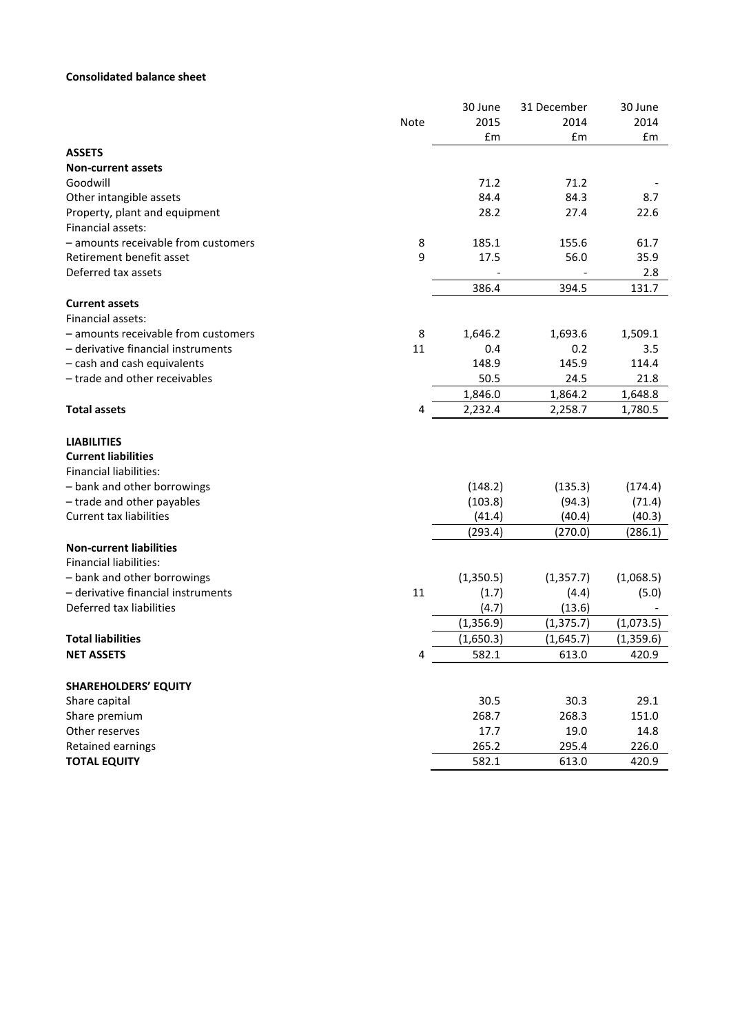**Consolidated balance sheet**

| | Note | 30 June 2015 £m | 31 December 2014 £m | 30 June 2014 £m |
|---|---|---|---|---|
| **ASSETS** | | | | |
| **Non-current assets** | | | | |
| Goodwill | | 71.2 | 71.2 | - |
| Other intangible assets | | 84.4 | 84.3 | 8.7 |
| Property, plant and equipment | | 28.2 | 27.4 | 22.6 |
| Financial assets: | | | | |
| – amounts receivable from customers | 8 | 185.1 | 155.6 | 61.7 |
| Retirement benefit asset | 9 | 17.5 | 56.0 | 35.9 |
| Deferred tax assets | | - | - | 2.8 |
| | | 386.4 | 394.5 | 131.7 |
| **Current assets** | | | | |
| Financial assets: | | | | |
| – amounts receivable from customers | 8 | 1,646.2 | 1,693.6 | 1,509.1 |
| – derivative financial instruments | 11 | 0.4 | 0.2 | 3.5 |
| – cash and cash equivalents | | 148.9 | 145.9 | 114.4 |
| – trade and other receivables | | 50.5 | 24.5 | 21.8 |
| | | 1,846.0 | 1,864.2 | 1,648.8 |
| **Total assets** | 4 | 2,232.4 | 2,258.7 | 1,780.5 |
| | | | | |
| **LIABILITIES** | | | | |
| **Current liabilities** | | | | |
| Financial liabilities: | | | | |
| – bank and other borrowings | | (148.2) | (135.3) | (174.4) |
| – trade and other payables | | (103.8) | (94.3) | (71.4) |
| Current tax liabilities | | (41.4) | (40.4) | (40.3) |
| | | (293.4) | (270.0) | (286.1) |
| **Non-current liabilities** | | | | |
| Financial liabilities: | | | | |
| – bank and other borrowings | | (1,350.5) | (1,357.7) | (1,068.5) |
| – derivative financial instruments | 11 | (1.7) | (4.4) | (5.0) |
| Deferred tax liabilities | | (4.7) | (13.6) | - |
| | | (1,356.9) | (1,375.7) | (1,073.5) |
| **Total liabilities** | | (1,650.3) | (1,645.7) | (1,359.6) |
| **NET ASSETS** | 4 | 582.1 | 613.0 | 420.9 |
| | | | | |
| **SHAREHOLDERS' EQUITY** | | | | |
| Share capital | | 30.5 | 30.3 | 29.1 |
| Share premium | | 268.7 | 268.3 | 151.0 |
| Other reserves | | 17.7 | 19.0 | 14.8 |
| Retained earnings | | 265.2 | 295.4 | 226.0 |
| **TOTAL EQUITY** | | 582.1 | 613.0 | 420.9 |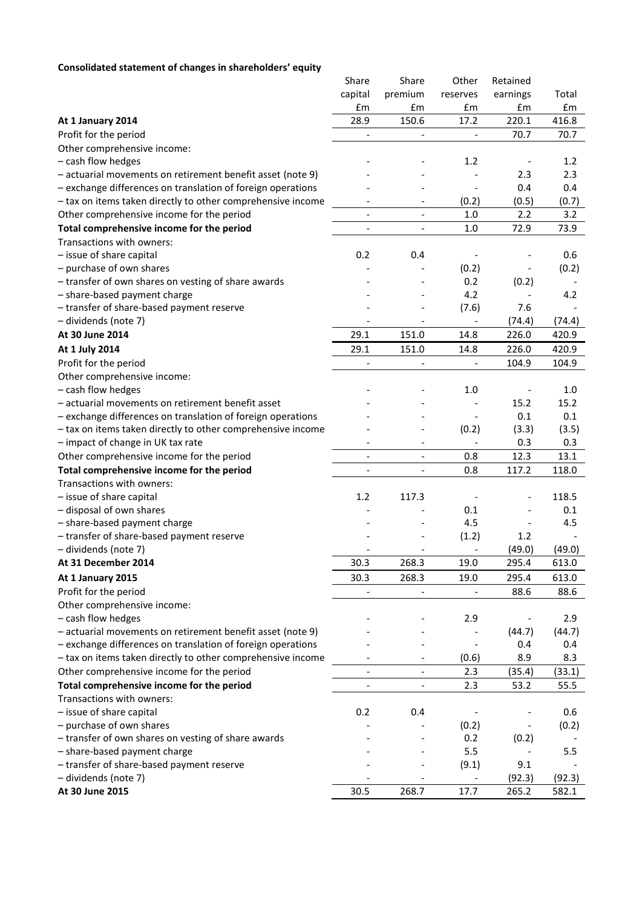**Consolidated statement of changes in shareholders' equity**

| | Share capital £m | Share premium £m | Other reserves £m | Retained earnings £m | Total £m |
|---|---|---|---|---|---|
| **At 1 January 2014** | 28.9 | 150.6 | 17.2 | 220.1 | 416.8 |
| Profit for the period | - | - | - | 70.7 | 70.7 |
| Other comprehensive income: | | | | | |
| – cash flow hedges | - | - | 1.2 | - | 1.2 |
| – actuarial movements on retirement benefit asset (note 9) | - | - | - | 2.3 | 2.3 |
| – exchange differences on translation of foreign operations | - | - | - | 0.4 | 0.4 |
| – tax on items taken directly to other comprehensive income | - | - | (0.2) | (0.5) | (0.7) |
| Other comprehensive income for the period | - | - | 1.0 | 2.2 | 3.2 |
| **Total comprehensive income for the period** | - | - | 1.0 | 72.9 | 73.9 |
| Transactions with owners: | | | | | |
| – issue of share capital | 0.2 | 0.4 | - | - | 0.6 |
| – purchase of own shares | - | - | (0.2) | - | (0.2) |
| – transfer of own shares on vesting of share awards | - | - | 0.2 | (0.2) | - |
| – share-based payment charge | - | - | 4.2 | - | 4.2 |
| – transfer of share-based payment reserve | - | - | (7.6) | 7.6 | - |
| – dividends (note 7) | - | - | - | (74.4) | (74.4) |
| **At 30 June 2014** | 29.1 | 151.0 | 14.8 | 226.0 | 420.9 |
| **At 1 July 2014** | 29.1 | 151.0 | 14.8 | 226.0 | 420.9 |
| Profit for the period | - | - | - | 104.9 | 104.9 |
| Other comprehensive income: | | | | | |
| – cash flow hedges | - | - | 1.0 | - | 1.0 |
| – actuarial movements on retirement benefit asset | - | - | - | 15.2 | 15.2 |
| – exchange differences on translation of foreign operations | - | - | - | 0.1 | 0.1 |
| – tax on items taken directly to other comprehensive income | - | - | (0.2) | (3.3) | (3.5) |
| – impact of change in UK tax rate | - | - | - | 0.3 | 0.3 |
| Other comprehensive income for the period | - | - | 0.8 | 12.3 | 13.1 |
| **Total comprehensive income for the period** | - | - | 0.8 | 117.2 | 118.0 |
| Transactions with owners: | | | | | |
| – issue of share capital | 1.2 | 117.3 | - | - | 118.5 |
| – disposal of own shares | - | - | 0.1 | - | 0.1 |
| – share-based payment charge | - | - | 4.5 | - | 4.5 |
| – transfer of share-based payment reserve | - | - | (1.2) | 1.2 | - |
| – dividends (note 7) | - | - | - | (49.0) | (49.0) |
| **At 31 December 2014** | 30.3 | 268.3 | 19.0 | 295.4 | 613.0 |
| **At 1 January 2015** | 30.3 | 268.3 | 19.0 | 295.4 | 613.0 |
| Profit for the period | - | - | - | 88.6 | 88.6 |
| Other comprehensive income: | | | | | |
| – cash flow hedges | - | - | 2.9 | - | 2.9 |
| – actuarial movements on retirement benefit asset (note 9) | - | - | - | (44.7) | (44.7) |
| – exchange differences on translation of foreign operations | - | - | - | 0.4 | 0.4 |
| – tax on items taken directly to other comprehensive income | - | - | (0.6) | 8.9 | 8.3 |
| Other comprehensive income for the period | - | - | 2.3 | (35.4) | (33.1) |
| **Total comprehensive income for the period** | - | - | 2.3 | 53.2 | 55.5 |
| Transactions with owners: | | | | | |
| – issue of share capital | 0.2 | 0.4 | - | - | 0.6 |
| – purchase of own shares | - | - | (0.2) | - | (0.2) |
| – transfer of own shares on vesting of share awards | - | - | 0.2 | (0.2) | - |
| – share-based payment charge | - | - | 5.5 | - | 5.5 |
| – transfer of share-based payment reserve | - | - | (9.1) | 9.1 | - |
| – dividends (note 7) | - | - | - | (92.3) | (92.3) |
| **At 30 June 2015** | 30.5 | 268.7 | 17.7 | 265.2 | 582.1 |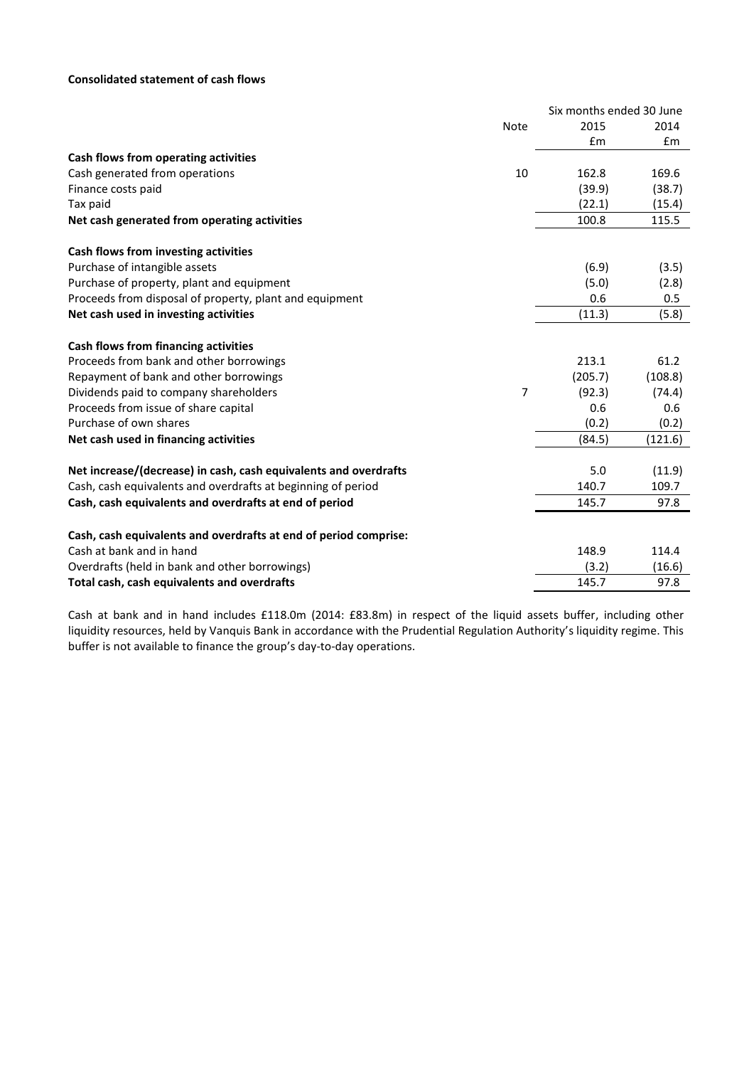**Consolidated statement of cash flows**

| | Note | Six months ended 30 June 2015 £m | 2014 £m |
|---|---|---|---|
| **Cash flows from operating activities** | | | |
| Cash generated from operations | 10 | 162.8 | 169.6 |
| Finance costs paid | | (39.9) | (38.7) |
| Tax paid | | (22.1) | (15.4) |
| **Net cash generated from operating activities** | | 100.8 | 115.5 |
| | | | |
| **Cash flows from investing activities** | | | |
| Purchase of intangible assets | | (6.9) | (3.5) |
| Purchase of property, plant and equipment | | (5.0) | (2.8) |
| Proceeds from disposal of property, plant and equipment | | 0.6 | 0.5 |
| **Net cash used in investing activities** | | (11.3) | (5.8) |
| | | | |
| **Cash flows from financing activities** | | | |
| Proceeds from bank and other borrowings | | 213.1 | 61.2 |
| Repayment of bank and other borrowings | | (205.7) | (108.8) |
| Dividends paid to company shareholders | 7 | (92.3) | (74.4) |
| Proceeds from issue of share capital | | 0.6 | 0.6 |
| Purchase of own shares | | (0.2) | (0.2) |
| **Net cash used in financing activities** | | (84.5) | (121.6) |
| | | | |
| **Net increase/(decrease) in cash, cash equivalents and overdrafts** | | 5.0 | (11.9) |
| Cash, cash equivalents and overdrafts at beginning of period | | 140.7 | 109.7 |
| **Cash, cash equivalents and overdrafts at end of period** | | 145.7 | 97.8 |
| | | | |
| **Cash, cash equivalents and overdrafts at end of period comprise:** | | | |
| Cash at bank and in hand | | 148.9 | 114.4 |
| Overdrafts (held in bank and other borrowings) | | (3.2) | (16.6) |
| **Total cash, cash equivalents and overdrafts** | | 145.7 | 97.8 |

Cash at bank and in hand includes £118.0m (2014: £83.8m) in respect of the liquid assets buffer, including other liquidity resources, held by Vanquis Bank in accordance with the Prudential Regulation Authority's liquidity regime. This buffer is not available to finance the group's day-to-day operations.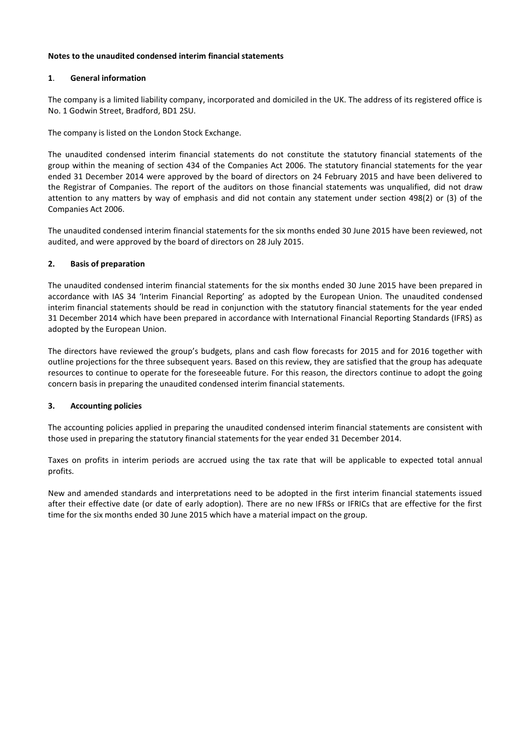**Notes to the unaudited condensed interim financial statements**

## 1. General information

The company is a limited liability company, incorporated and domiciled in the UK. The address of its registered office is No. 1 Godwin Street, Bradford, BD1 2SU.

The company is listed on the London Stock Exchange.

The unaudited condensed interim financial statements do not constitute the statutory financial statements of the group within the meaning of section 434 of the Companies Act 2006. The statutory financial statements for the year ended 31 December 2014 were approved by the board of directors on 24 February 2015 and have been delivered to the Registrar of Companies. The report of the auditors on those financial statements was unqualified, did not draw attention to any matters by way of emphasis and did not contain any statement under section 498(2) or (3) of the Companies Act 2006.

The unaudited condensed interim financial statements for the six months ended 30 June 2015 have been reviewed, not audited, and were approved by the board of directors on 28 July 2015.

## 2. Basis of preparation

The unaudited condensed interim financial statements for the six months ended 30 June 2015 have been prepared in accordance with IAS 34 'Interim Financial Reporting' as adopted by the European Union. The unaudited condensed interim financial statements should be read in conjunction with the statutory financial statements for the year ended 31 December 2014 which have been prepared in accordance with International Financial Reporting Standards (IFRS) as adopted by the European Union.

The directors have reviewed the group's budgets, plans and cash flow forecasts for 2015 and for 2016 together with outline projections for the three subsequent years. Based on this review, they are satisfied that the group has adequate resources to continue to operate for the foreseeable future. For this reason, the directors continue to adopt the going concern basis in preparing the unaudited condensed interim financial statements.

## 3. Accounting policies

The accounting policies applied in preparing the unaudited condensed interim financial statements are consistent with those used in preparing the statutory financial statements for the year ended 31 December 2014.

Taxes on profits in interim periods are accrued using the tax rate that will be applicable to expected total annual profits.

New and amended standards and interpretations need to be adopted in the first interim financial statements issued after their effective date (or date of early adoption). There are no new IFRSs or IFRICs that are effective for the first time for the six months ended 30 June 2015 which have a material impact on the group.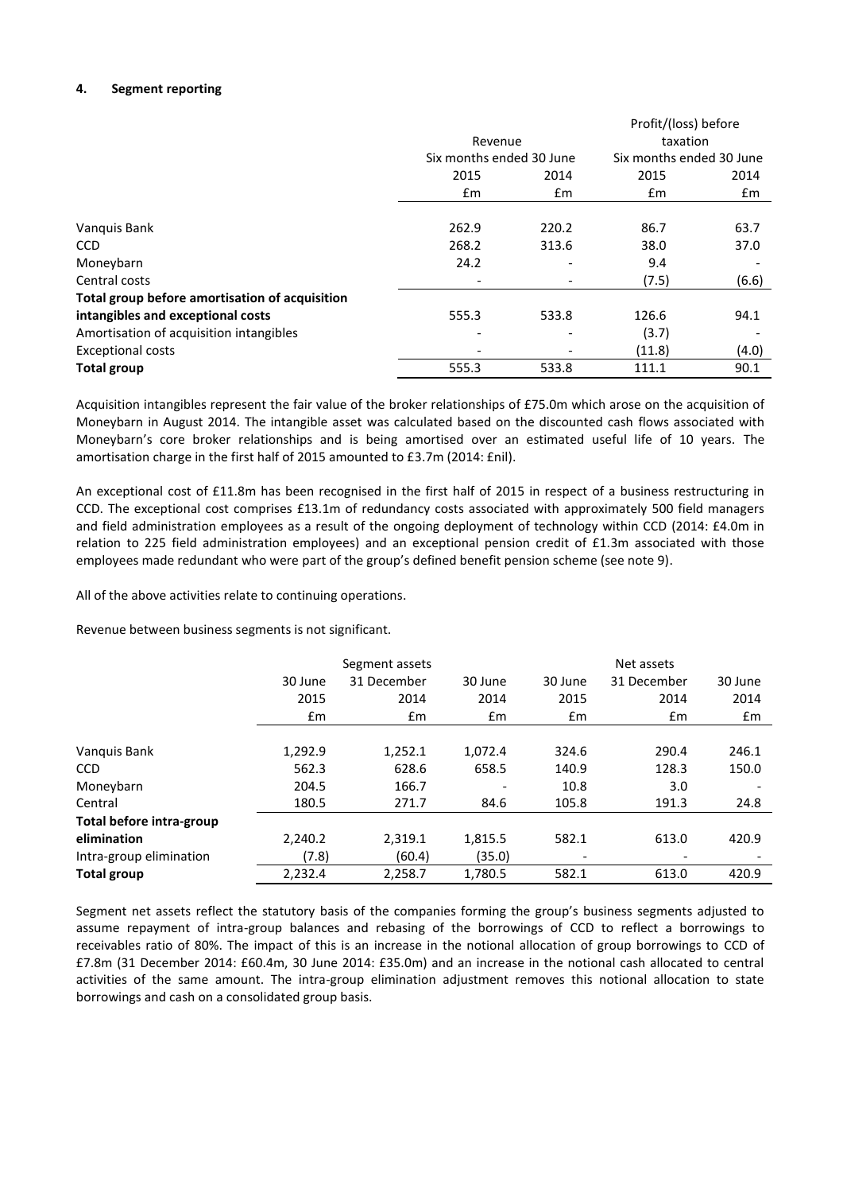#### 4. Segment reporting

| | Revenue | | Profit/(loss) before taxation | |
|---|---|---|---|---|
| | Six months ended 30 June | | Six months ended 30 June | |
| | 2015 | 2014 | 2015 | 2014 |
| | £m | £m | £m | £m |
| Vanquis Bank | 262.9 | 220.2 | 86.7 | 63.7 |
| CCD | 268.2 | 313.6 | 38.0 | 37.0 |
| Moneybarn | 24.2 | - | 9.4 | - |
| Central costs | - | - | (7.5) | (6.6) |
| **Total group before amortisation of acquisition intangibles and exceptional costs** | 555.3 | 533.8 | 126.6 | 94.1 |
| Amortisation of acquisition intangibles | - | - | (3.7) | - |
| Exceptional costs | - | - | (11.8) | (4.0) |
| **Total group** | 555.3 | 533.8 | 111.1 | 90.1 |

Acquisition intangibles represent the fair value of the broker relationships of £75.0m which arose on the acquisition of Moneybarn in August 2014. The intangible asset was calculated based on the discounted cash flows associated with Moneybarn's core broker relationships and is being amortised over an estimated useful life of 10 years. The amortisation charge in the first half of 2015 amounted to £3.7m (2014: £nil).

An exceptional cost of £11.8m has been recognised in the first half of 2015 in respect of a business restructuring in CCD. The exceptional cost comprises £13.1m of redundancy costs associated with approximately 500 field managers and field administration employees as a result of the ongoing deployment of technology within CCD (2014: £4.0m in relation to 225 field administration employees) and an exceptional pension credit of £1.3m associated with those employees made redundant who were part of the group's defined benefit pension scheme (see note 9).

All of the above activities relate to continuing operations.

Revenue between business segments is not significant.

| | Segment assets | | | Net assets | | |
|---|---|---|---|---|---|---|
| | 30 June 2015 | 31 December 2014 | 30 June 2014 | 30 June 2015 | 31 December 2014 | 30 June 2014 |
| | £m | £m | £m | £m | £m | £m |
| Vanquis Bank | 1,292.9 | 1,252.1 | 1,072.4 | 324.6 | 290.4 | 246.1 |
| CCD | 562.3 | 628.6 | 658.5 | 140.9 | 128.3 | 150.0 |
| Moneybarn | 204.5 | 166.7 | - | 10.8 | 3.0 | - |
| Central | 180.5 | 271.7 | 84.6 | 105.8 | 191.3 | 24.8 |
| **Total before intra-group elimination** | 2,240.2 | 2,319.1 | 1,815.5 | 582.1 | 613.0 | 420.9 |
| Intra-group elimination | (7.8) | (60.4) | (35.0) | - | - | - |
| **Total group** | 2,232.4 | 2,258.7 | 1,780.5 | 582.1 | 613.0 | 420.9 |

Segment net assets reflect the statutory basis of the companies forming the group's business segments adjusted to assume repayment of intra-group balances and rebasing of the borrowings of CCD to reflect a borrowings to receivables ratio of 80%. The impact of this is an increase in the notional allocation of group borrowings to CCD of £7.8m (31 December 2014: £60.4m, 30 June 2014: £35.0m) and an increase in the notional cash allocated to central activities of the same amount. The intra-group elimination adjustment removes this notional allocation to state borrowings and cash on a consolidated group basis.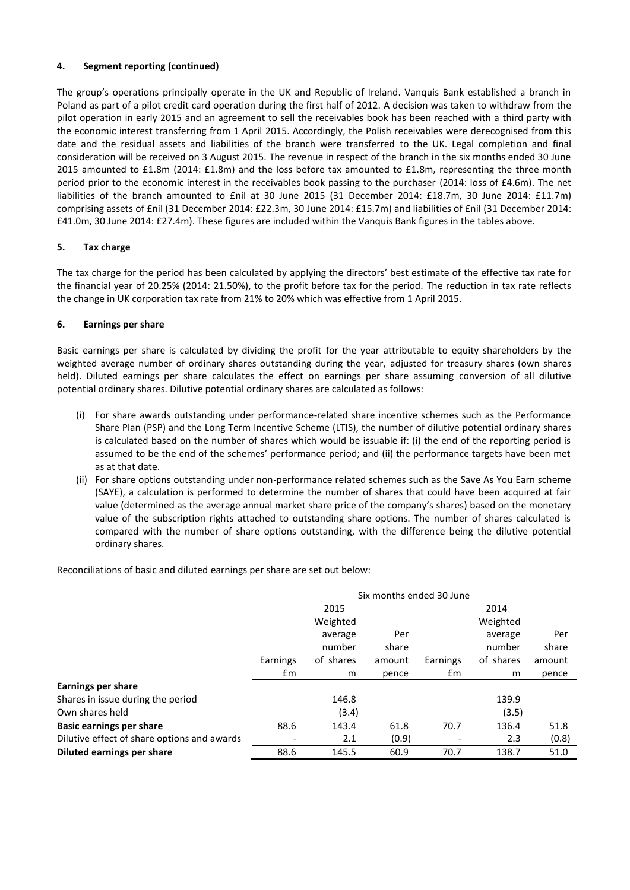## 4. Segment reporting (continued)

The group's operations principally operate in the UK and Republic of Ireland. Vanquis Bank established a branch in Poland as part of a pilot credit card operation during the first half of 2012. A decision was taken to withdraw from the pilot operation in early 2015 and an agreement to sell the receivables book has been reached with a third party with the economic interest transferring from 1 April 2015. Accordingly, the Polish receivables were derecognised from this date and the residual assets and liabilities of the branch were transferred to the UK. Legal completion and final consideration will be received on 3 August 2015. The revenue in respect of the branch in the six months ended 30 June 2015 amounted to £1.8m (2014: £1.8m) and the loss before tax amounted to £1.8m, representing the three month period prior to the economic interest in the receivables book passing to the purchaser (2014: loss of £4.6m). The net liabilities of the branch amounted to £nil at 30 June 2015 (31 December 2014: £18.7m, 30 June 2014: £11.7m) comprising assets of £nil (31 December 2014: £22.3m, 30 June 2014: £15.7m) and liabilities of £nil (31 December 2014: £41.0m, 30 June 2014: £27.4m). These figures are included within the Vanquis Bank figures in the tables above.

## 5. Tax charge

The tax charge for the period has been calculated by applying the directors' best estimate of the effective tax rate for the financial year of 20.25% (2014: 21.50%), to the profit before tax for the period. The reduction in tax rate reflects the change in UK corporation tax rate from 21% to 20% which was effective from 1 April 2015.

## 6. Earnings per share

Basic earnings per share is calculated by dividing the profit for the year attributable to equity shareholders by the weighted average number of ordinary shares outstanding during the year, adjusted for treasury shares (own shares held). Diluted earnings per share calculates the effect on earnings per share assuming conversion of all dilutive potential ordinary shares. Dilutive potential ordinary shares are calculated as follows:

(i) For share awards outstanding under performance-related share incentive schemes such as the Performance Share Plan (PSP) and the Long Term Incentive Scheme (LTIS), the number of dilutive potential ordinary shares is calculated based on the number of shares which would be issuable if: (i) the end of the reporting period is assumed to be the end of the schemes' performance period; and (ii) the performance targets have been met as at that date.

(ii) For share options outstanding under non-performance related schemes such as the Save As You Earn scheme (SAYE), a calculation is performed to determine the number of shares that could have been acquired at fair value (determined as the average annual market share price of the company's shares) based on the monetary value of the subscription rights attached to outstanding share options. The number of shares calculated is compared with the number of share options outstanding, with the difference being the dilutive potential ordinary shares.

Reconciliations of basic and diluted earnings per share are set out below:

| | Six months ended 30 June | | | | | |
|---|---|---|---|---|---|---|
| | 2015 | | | 2014 | | |
| | Earnings £m | Weighted average number of shares m | Per share amount pence | Earnings £m | Weighted average number of shares m | Per share amount pence |
| **Earnings per share** | | | | | | |
| Shares in issue during the period | | 146.8 | | | 139.9 | |
| Own shares held | | (3.4) | | | (3.5) | |
| **Basic earnings per share** | 88.6 | 143.4 | 61.8 | 70.7 | 136.4 | 51.8 |
| Dilutive effect of share options and awards | - | 2.1 | (0.9) | - | 2.3 | (0.8) |
| **Diluted earnings per share** | 88.6 | 145.5 | 60.9 | 70.7 | 138.7 | 51.0 |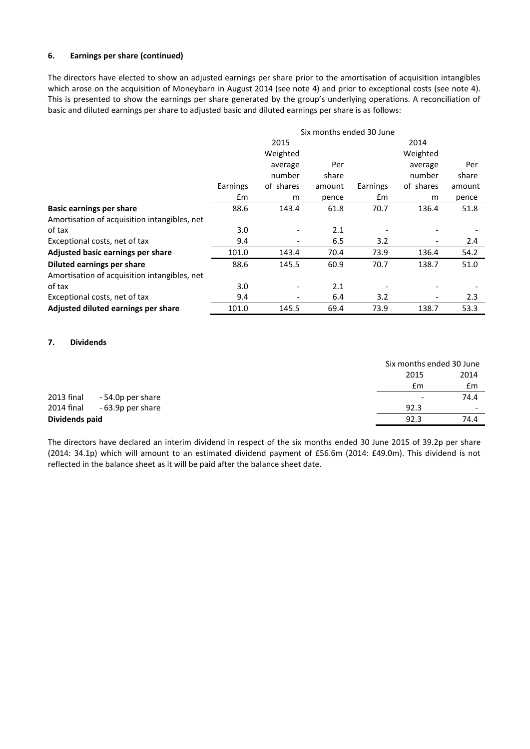### 6. Earnings per share (continued)

The directors have elected to show an adjusted earnings per share prior to the amortisation of acquisition intangibles which arose on the acquisition of Moneybarn in August 2014 (see note 4) and prior to exceptional costs (see note 4). This is presented to show the earnings per share generated by the group's underlying operations. A reconciliation of basic and diluted earnings per share to adjusted basic and diluted earnings per share is as follows:

| | Six months ended 30 June | | | | | |
|---|---|---|---|---|---|---|
| | 2015 | | | 2014 | | |
| | Earnings £m | Weighted average number of shares m | Per share amount pence | Earnings £m | Weighted average number of shares m | Per share amount pence |
| **Basic earnings per share** | 88.6 | 143.4 | 61.8 | 70.7 | 136.4 | 51.8 |
| Amortisation of acquisition intangibles, net of tax | 3.0 | - | 2.1 | - | - | - |
| Exceptional costs, net of tax | 9.4 | - | 6.5 | 3.2 | - | 2.4 |
| **Adjusted basic earnings per share** | 101.0 | 143.4 | 70.4 | 73.9 | 136.4 | 54.2 |
| **Diluted earnings per share** | 88.6 | 145.5 | 60.9 | 70.7 | 138.7 | 51.0 |
| Amortisation of acquisition intangibles, net of tax | 3.0 | - | 2.1 | - | - | - |
| Exceptional costs, net of tax | 9.4 | - | 6.4 | 3.2 | - | 2.3 |
| **Adjusted diluted earnings per share** | 101.0 | 145.5 | 69.4 | 73.9 | 138.7 | 53.3 |

### 7. Dividends

| | Six months ended 30 June | |
|---|---|---|
| | 2015 £m | 2014 £m |
| 2013 final - 54.0p per share | - | 74.4 |
| 2014 final - 63.9p per share | 92.3 | - |
| **Dividends paid** | 92.3 | 74.4 |

The directors have declared an interim dividend in respect of the six months ended 30 June 2015 of 39.2p per share (2014: 34.1p) which will amount to an estimated dividend payment of £56.6m (2014: £49.0m). This dividend is not reflected in the balance sheet as it will be paid after the balance sheet date.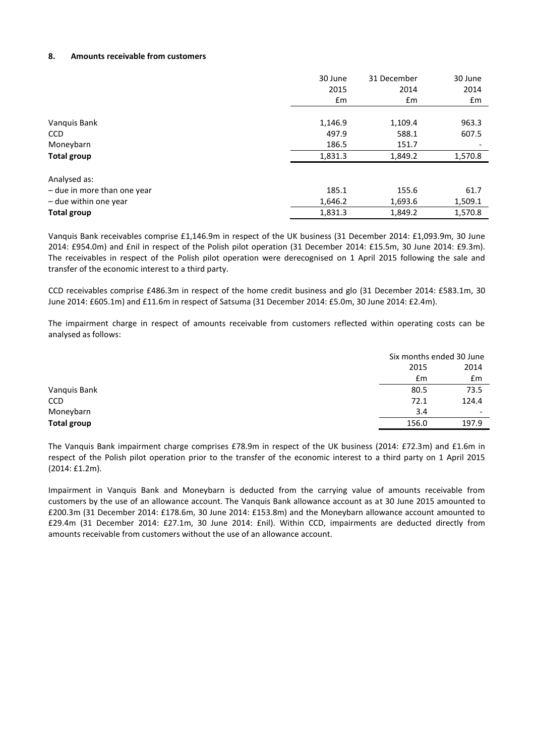## 8. Amounts receivable from customers

| | 30 June 2015 £m | 31 December 2014 £m | 30 June 2014 £m |
|---|---|---|---|
| Vanquis Bank | 1,146.9 | 1,109.4 | 963.3 |
| CCD | 497.9 | 588.1 | 607.5 |
| Moneybarn | 186.5 | 151.7 | - |
| **Total group** | 1,831.3 | 1,849.2 | 1,570.8 |
| Analysed as: | | | |
| – due in more than one year | 185.1 | 155.6 | 61.7 |
| – due within one year | 1,646.2 | 1,693.6 | 1,509.1 |
| **Total group** | 1,831.3 | 1,849.2 | 1,570.8 |

Vanquis Bank receivables comprise £1,146.9m in respect of the UK business (31 December 2014: £1,093.9m, 30 June 2014: £954.0m) and £nil in respect of the Polish pilot operation (31 December 2014: £15.5m, 30 June 2014: £9.3m). The receivables in respect of the Polish pilot operation were derecognised on 1 April 2015 following the sale and transfer of the economic interest to a third party.

CCD receivables comprise £486.3m in respect of the home credit business and glo (31 December 2014: £583.1m, 30 June 2014: £605.1m) and £11.6m in respect of Satsuma (31 December 2014: £5.0m, 30 June 2014: £2.4m).

The impairment charge in respect of amounts receivable from customers reflected within operating costs can be analysed as follows:

| | Six months ended 30 June | |
|---|---|---|
| | 2015 £m | 2014 £m |
| Vanquis Bank | 80.5 | 73.5 |
| CCD | 72.1 | 124.4 |
| Moneybarn | 3.4 | - |
| **Total group** | 156.0 | 197.9 |

The Vanquis Bank impairment charge comprises £78.9m in respect of the UK business (2014: £72.3m) and £1.6m in respect of the Polish pilot operation prior to the transfer of the economic interest to a third party on 1 April 2015 (2014: £1.2m).

Impairment in Vanquis Bank and Moneybarn is deducted from the carrying value of amounts receivable from customers by the use of an allowance account. The Vanquis Bank allowance account as at 30 June 2015 amounted to £200.3m (31 December 2014: £178.6m, 30 June 2014: £153.8m) and the Moneybarn allowance account amounted to £29.4m (31 December 2014: £27.1m, 30 June 2014: £nil). Within CCD, impairments are deducted directly from amounts receivable from customers without the use of an allowance account.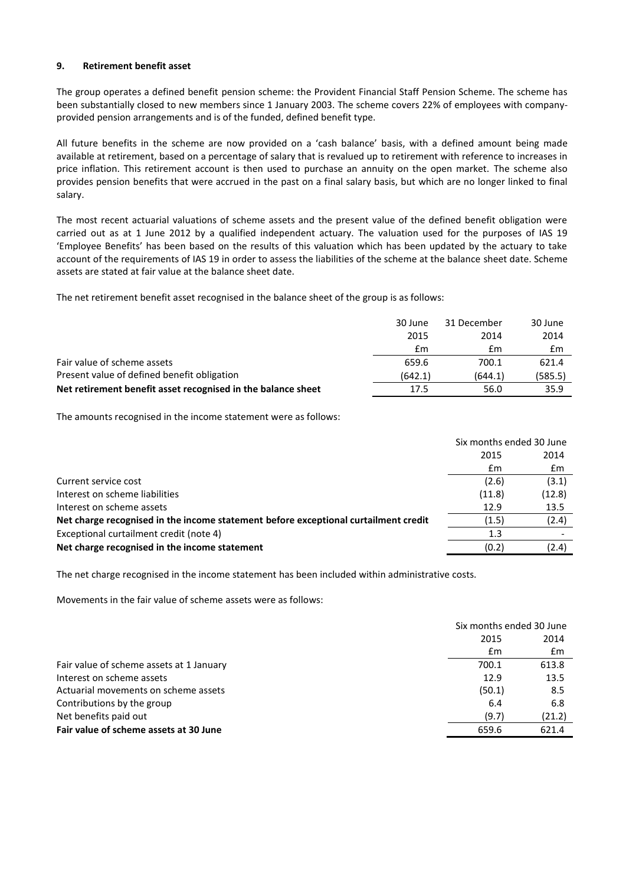## 9. Retirement benefit asset

The group operates a defined benefit pension scheme: the Provident Financial Staff Pension Scheme. The scheme has been substantially closed to new members since 1 January 2003. The scheme covers 22% of employees with company-provided pension arrangements and is of the funded, defined benefit type.

All future benefits in the scheme are now provided on a 'cash balance' basis, with a defined amount being made available at retirement, based on a percentage of salary that is revalued up to retirement with reference to increases in price inflation. This retirement account is then used to purchase an annuity on the open market. The scheme also provides pension benefits that were accrued in the past on a final salary basis, but which are no longer linked to final salary.

The most recent actuarial valuations of scheme assets and the present value of the defined benefit obligation were carried out as at 1 June 2012 by a qualified independent actuary. The valuation used for the purposes of IAS 19 'Employee Benefits' has been based on the results of this valuation which has been updated by the actuary to take account of the requirements of IAS 19 in order to assess the liabilities of the scheme at the balance sheet date. Scheme assets are stated at fair value at the balance sheet date.

The net retirement benefit asset recognised in the balance sheet of the group is as follows:

| | 30 June 2015 | 31 December 2014 | 30 June 2014 |
|---|---|---|---|
| | £m | £m | £m |
| Fair value of scheme assets | 659.6 | 700.1 | 621.4 |
| Present value of defined benefit obligation | (642.1) | (644.1) | (585.5) |
| **Net retirement benefit asset recognised in the balance sheet** | 17.5 | 56.0 | 35.9 |

The amounts recognised in the income statement were as follows:

| | Six months ended 30 June | |
|---|---|---|
| | 2015 | 2014 |
| | £m | £m |
| Current service cost | (2.6) | (3.1) |
| Interest on scheme liabilities | (11.8) | (12.8) |
| Interest on scheme assets | 12.9 | 13.5 |
| **Net charge recognised in the income statement before exceptional curtailment credit** | (1.5) | (2.4) |
| Exceptional curtailment credit (note 4) | 1.3 | - |
| **Net charge recognised in the income statement** | (0.2) | (2.4) |

The net charge recognised in the income statement has been included within administrative costs.

Movements in the fair value of scheme assets were as follows:

| | Six months ended 30 June | |
|---|---|---|
| | 2015 | 2014 |
| | £m | £m |
| Fair value of scheme assets at 1 January | 700.1 | 613.8 |
| Interest on scheme assets | 12.9 | 13.5 |
| Actuarial movements on scheme assets | (50.1) | 8.5 |
| Contributions by the group | 6.4 | 6.8 |
| Net benefits paid out | (9.7) | (21.2) |
| **Fair value of scheme assets at 30 June** | 659.6 | 621.4 |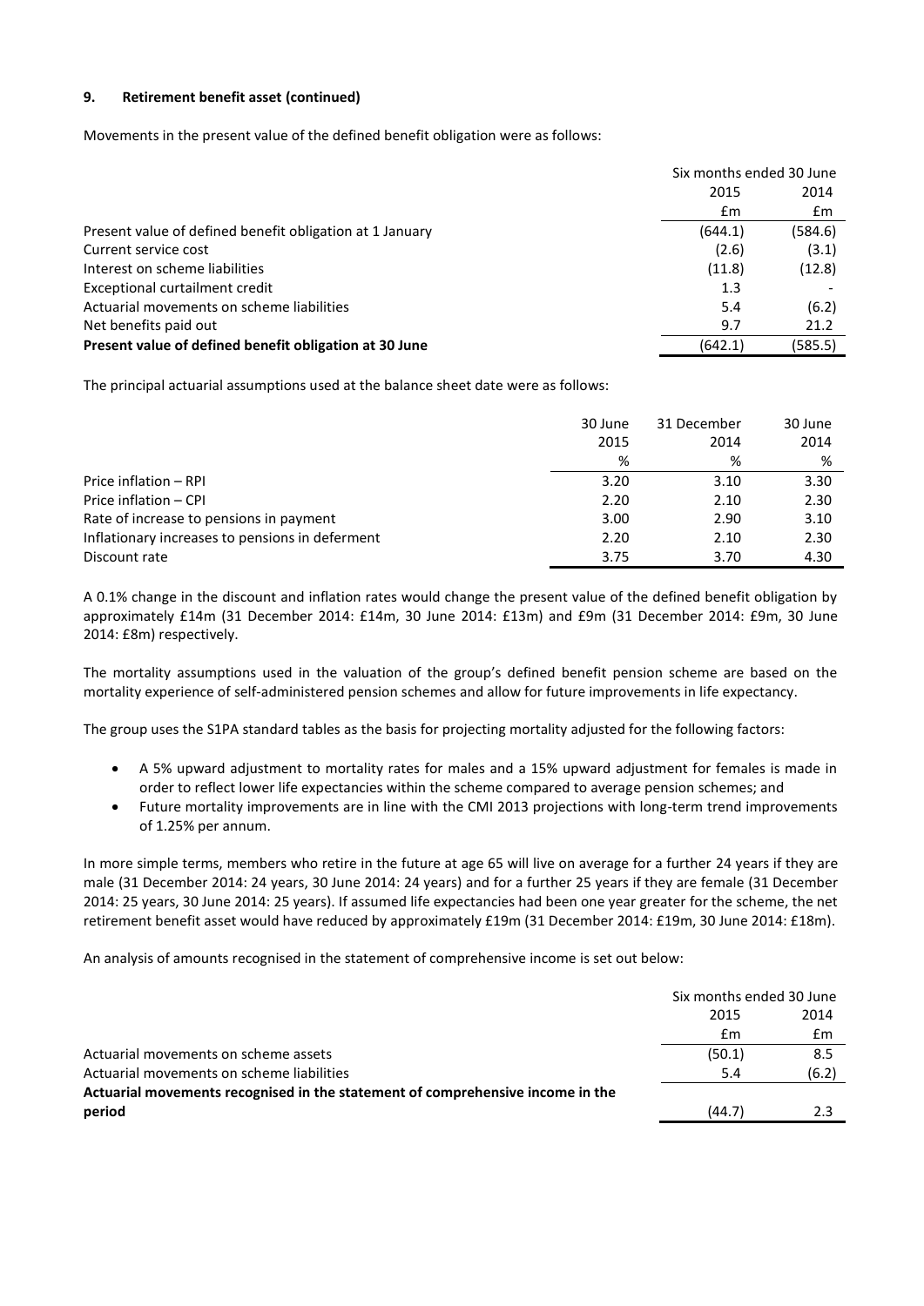**9. Retirement benefit asset (continued)**

Movements in the present value of the defined benefit obligation were as follows:

| | Six months ended 30 June | |
|---|---|---|
| | 2015 | 2014 |
| | £m | £m |
| Present value of defined benefit obligation at 1 January | (644.1) | (584.6) |
| Current service cost | (2.6) | (3.1) |
| Interest on scheme liabilities | (11.8) | (12.8) |
| Exceptional curtailment credit | 1.3 | - |
| Actuarial movements on scheme liabilities | 5.4 | (6.2) |
| Net benefits paid out | 9.7 | 21.2 |
| **Present value of defined benefit obligation at 30 June** | (642.1) | (585.5) |

The principal actuarial assumptions used at the balance sheet date were as follows:

| | 30 June 2015 | 31 December 2014 | 30 June 2014 |
|---|---|---|---|
| | % | % | % |
| Price inflation – RPI | 3.20 | 3.10 | 3.30 |
| Price inflation – CPI | 2.20 | 2.10 | 2.30 |
| Rate of increase to pensions in payment | 3.00 | 2.90 | 3.10 |
| Inflationary increases to pensions in deferment | 2.20 | 2.10 | 2.30 |
| Discount rate | 3.75 | 3.70 | 4.30 |

A 0.1% change in the discount and inflation rates would change the present value of the defined benefit obligation by approximately £14m (31 December 2014: £14m, 30 June 2014: £13m) and £9m (31 December 2014: £9m, 30 June 2014: £8m) respectively.

The mortality assumptions used in the valuation of the group's defined benefit pension scheme are based on the mortality experience of self-administered pension schemes and allow for future improvements in life expectancy.

The group uses the S1PA standard tables as the basis for projecting mortality adjusted for the following factors:

- A 5% upward adjustment to mortality rates for males and a 15% upward adjustment for females is made in order to reflect lower life expectancies within the scheme compared to average pension schemes; and
- Future mortality improvements are in line with the CMI 2013 projections with long-term trend improvements of 1.25% per annum.

In more simple terms, members who retire in the future at age 65 will live on average for a further 24 years if they are male (31 December 2014: 24 years, 30 June 2014: 24 years) and for a further 25 years if they are female (31 December 2014: 25 years, 30 June 2014: 25 years). If assumed life expectancies had been one year greater for the scheme, the net retirement benefit asset would have reduced by approximately £19m (31 December 2014: £19m, 30 June 2014: £18m).

An analysis of amounts recognised in the statement of comprehensive income is set out below:

| | Six months ended 30 June | |
|---|---|---|
| | 2015 | 2014 |
| | £m | £m |
| Actuarial movements on scheme assets | (50.1) | 8.5 |
| Actuarial movements on scheme liabilities | 5.4 | (6.2) |
| **Actuarial movements recognised in the statement of comprehensive income in the period** | (44.7) | 2.3 |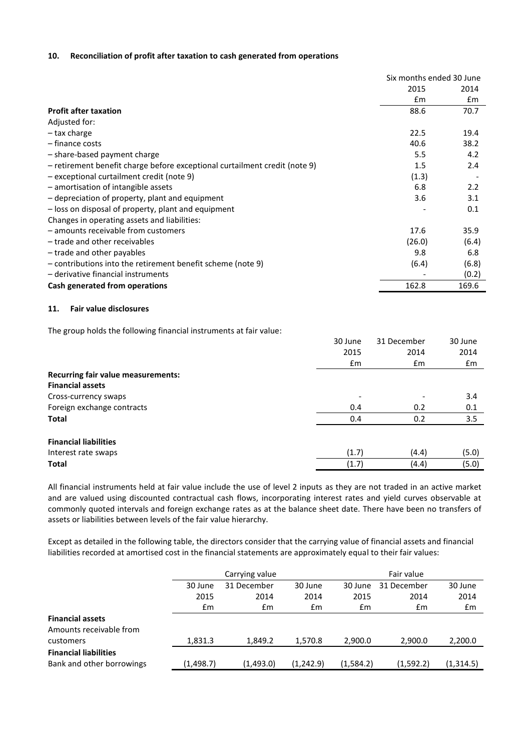## 10. Reconciliation of profit after taxation to cash generated from operations

| | Six months ended 30 June | |
|---|---|---|
| | 2015 | 2014 |
| | £m | £m |
| **Profit after taxation** | 88.6 | 70.7 |
| Adjusted for: | | |
| – tax charge | 22.5 | 19.4 |
| – finance costs | 40.6 | 38.2 |
| – share-based payment charge | 5.5 | 4.2 |
| – retirement benefit charge before exceptional curtailment credit (note 9) | 1.5 | 2.4 |
| – exceptional curtailment credit (note 9) | (1.3) | - |
| – amortisation of intangible assets | 6.8 | 2.2 |
| – depreciation of property, plant and equipment | 3.6 | 3.1 |
| – loss on disposal of property, plant and equipment | - | 0.1 |
| Changes in operating assets and liabilities: | | |
| – amounts receivable from customers | 17.6 | 35.9 |
| – trade and other receivables | (26.0) | (6.4) |
| – trade and other payables | 9.8 | 6.8 |
| – contributions into the retirement benefit scheme (note 9) | (6.4) | (6.8) |
| – derivative financial instruments | - | (0.2) |
| **Cash generated from operations** | 162.8 | 169.6 |

## 11. Fair value disclosures

The group holds the following financial instruments at fair value:

| | 30 June 2015 | 31 December 2014 | 30 June 2014 |
|---|---|---|---|
| | £m | £m | £m |
| **Recurring fair value measurements:** | | | |
| **Financial assets** | | | |
| Cross-currency swaps | - | - | 3.4 |
| Foreign exchange contracts | 0.4 | 0.2 | 0.1 |
| **Total** | 0.4 | 0.2 | 3.5 |
| | | | |
| **Financial liabilities** | | | |
| Interest rate swaps | (1.7) | (4.4) | (5.0) |
| **Total** | (1.7) | (4.4) | (5.0) |

All financial instruments held at fair value include the use of level 2 inputs as they are not traded in an active market and are valued using discounted contractual cash flows, incorporating interest rates and yield curves observable at commonly quoted intervals and foreign exchange rates as at the balance sheet date. There have been no transfers of assets or liabilities between levels of the fair value hierarchy.

Except as detailed in the following table, the directors consider that the carrying value of financial assets and financial liabilities recorded at amortised cost in the financial statements are approximately equal to their fair values:

| | Carrying value | | | Fair value | | |
|---|---|---|---|---|---|---|
| | 30 June 2015 | 31 December 2014 | 30 June 2014 | 30 June 2015 | 31 December 2014 | 30 June 2014 |
| | £m | £m | £m | £m | £m | £m |
| **Financial assets** | | | | | | |
| Amounts receivable from customers | 1,831.3 | 1,849.2 | 1,570.8 | 2,900.0 | 2,900.0 | 2,200.0 |
| **Financial liabilities** | | | | | | |
| Bank and other borrowings | (1,498.7) | (1,493.0) | (1,242.9) | (1,584.2) | (1,592.2) | (1,314.5) |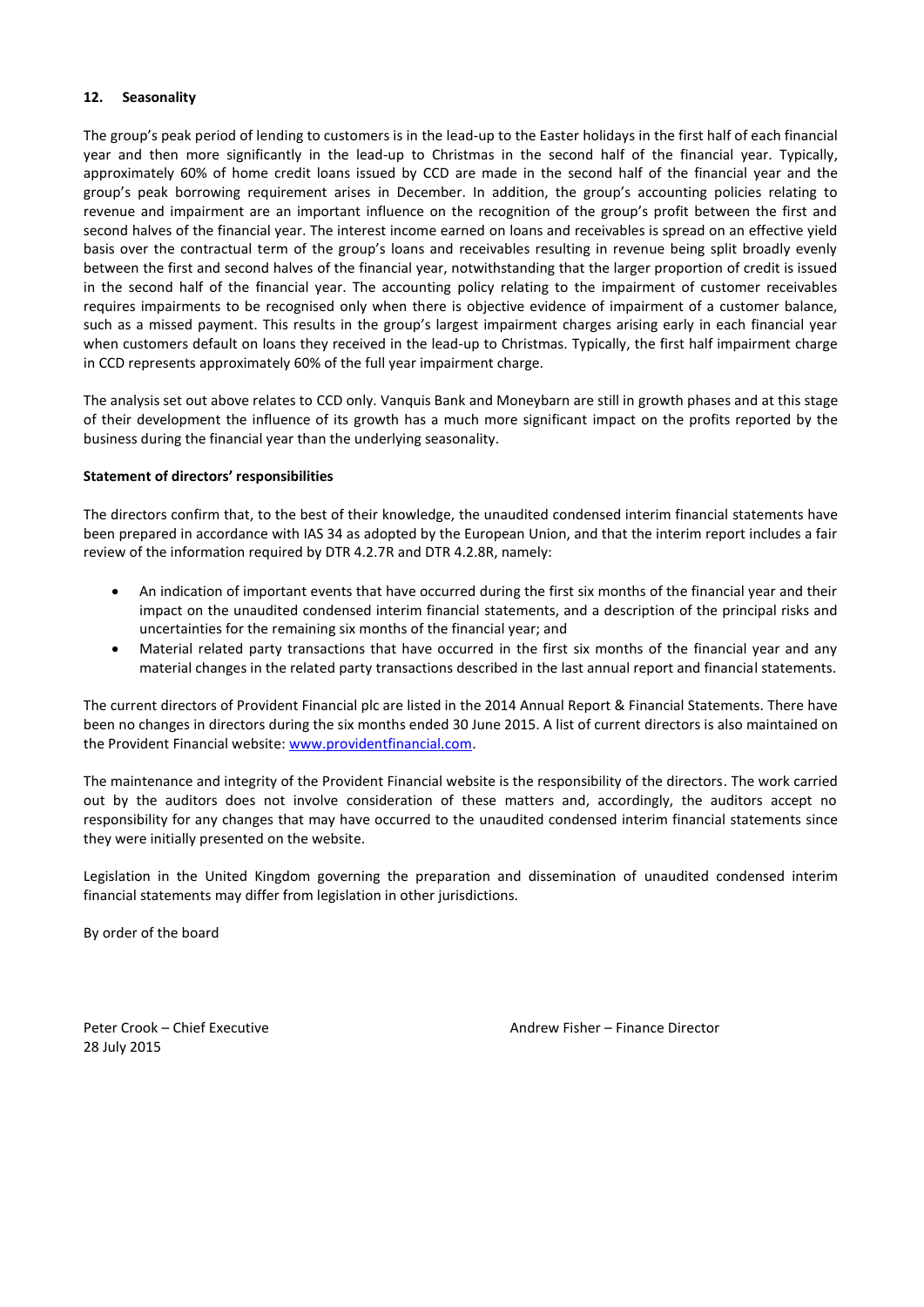### 12. Seasonality

The group's peak period of lending to customers is in the lead-up to the Easter holidays in the first half of each financial year and then more significantly in the lead-up to Christmas in the second half of the financial year. Typically, approximately 60% of home credit loans issued by CCD are made in the second half of the financial year and the group's peak borrowing requirement arises in December. In addition, the group's accounting policies relating to revenue and impairment are an important influence on the recognition of the group's profit between the first and second halves of the financial year. The interest income earned on loans and receivables is spread on an effective yield basis over the contractual term of the group's loans and receivables resulting in revenue being split broadly evenly between the first and second halves of the financial year, notwithstanding that the larger proportion of credit is issued in the second half of the financial year. The accounting policy relating to the impairment of customer receivables requires impairments to be recognised only when there is objective evidence of impairment of a customer balance, such as a missed payment. This results in the group's largest impairment charges arising early in each financial year when customers default on loans they received in the lead-up to Christmas. Typically, the first half impairment charge in CCD represents approximately 60% of the full year impairment charge.

The analysis set out above relates to CCD only. Vanquis Bank and Moneybarn are still in growth phases and at this stage of their development the influence of its growth has a much more significant impact on the profits reported by the business during the financial year than the underlying seasonality.

### Statement of directors' responsibilities

The directors confirm that, to the best of their knowledge, the unaudited condensed interim financial statements have been prepared in accordance with IAS 34 as adopted by the European Union, and that the interim report includes a fair review of the information required by DTR 4.2.7R and DTR 4.2.8R, namely:

- An indication of important events that have occurred during the first six months of the financial year and their impact on the unaudited condensed interim financial statements, and a description of the principal risks and uncertainties for the remaining six months of the financial year; and
- Material related party transactions that have occurred in the first six months of the financial year and any material changes in the related party transactions described in the last annual report and financial statements.

The current directors of Provident Financial plc are listed in the 2014 Annual Report & Financial Statements. There have been no changes in directors during the six months ended 30 June 2015. A list of current directors is also maintained on the Provident Financial website: www.providentfinancial.com.

The maintenance and integrity of the Provident Financial website is the responsibility of the directors. The work carried out by the auditors does not involve consideration of these matters and, accordingly, the auditors accept no responsibility for any changes that may have occurred to the unaudited condensed interim financial statements since they were initially presented on the website.

Legislation in the United Kingdom governing the preparation and dissemination of unaudited condensed interim financial statements may differ from legislation in other jurisdictions.

By order of the board

Peter Crook – Chief Executive
28 July 2015

Andrew Fisher – Finance Director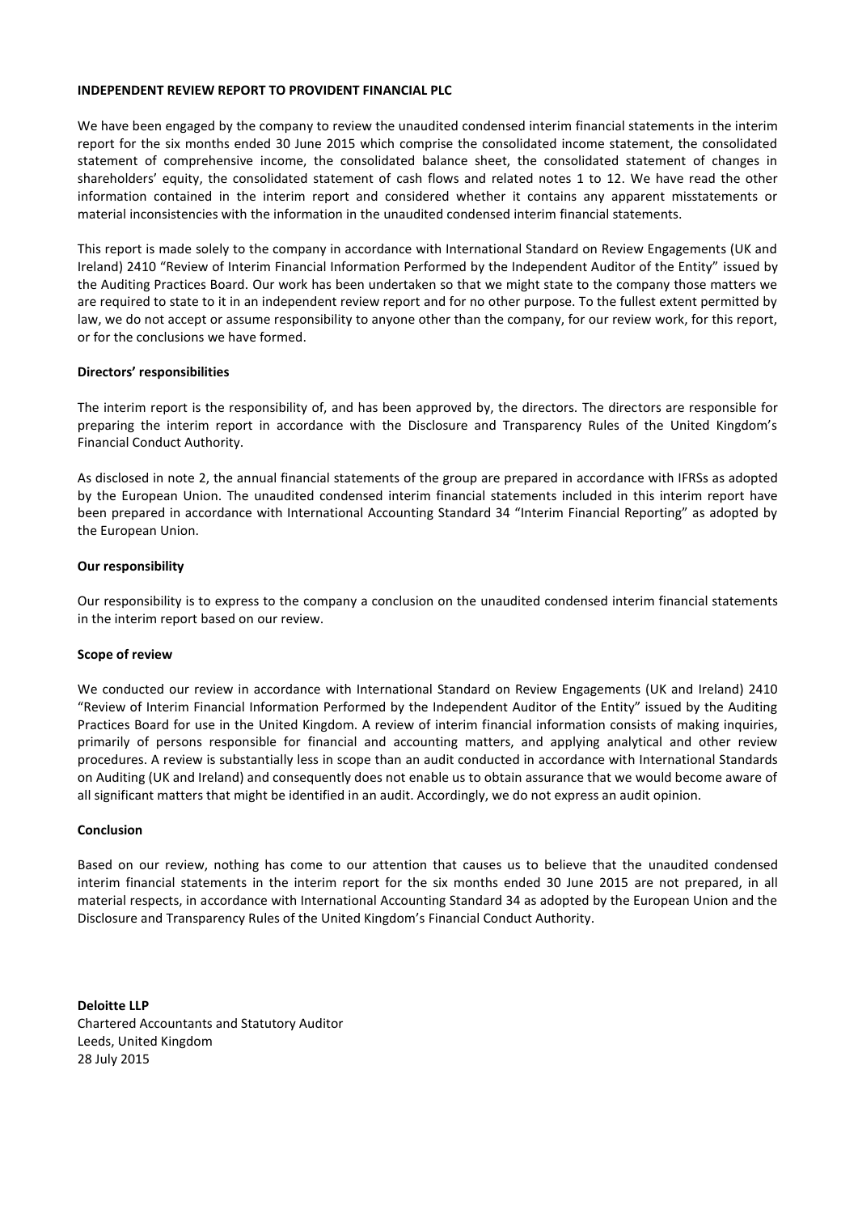**INDEPENDENT REVIEW REPORT TO PROVIDENT FINANCIAL PLC**

We have been engaged by the company to review the unaudited condensed interim financial statements in the interim report for the six months ended 30 June 2015 which comprise the consolidated income statement, the consolidated statement of comprehensive income, the consolidated balance sheet, the consolidated statement of changes in shareholders' equity, the consolidated statement of cash flows and related notes 1 to 12. We have read the other information contained in the interim report and considered whether it contains any apparent misstatements or material inconsistencies with the information in the unaudited condensed interim financial statements.

This report is made solely to the company in accordance with International Standard on Review Engagements (UK and Ireland) 2410 "Review of Interim Financial Information Performed by the Independent Auditor of the Entity" issued by the Auditing Practices Board. Our work has been undertaken so that we might state to the company those matters we are required to state to it in an independent review report and for no other purpose. To the fullest extent permitted by law, we do not accept or assume responsibility to anyone other than the company, for our review work, for this report, or for the conclusions we have formed.

**Directors' responsibilities**

The interim report is the responsibility of, and has been approved by, the directors. The directors are responsible for preparing the interim report in accordance with the Disclosure and Transparency Rules of the United Kingdom's Financial Conduct Authority.

As disclosed in note 2, the annual financial statements of the group are prepared in accordance with IFRSs as adopted by the European Union. The unaudited condensed interim financial statements included in this interim report have been prepared in accordance with International Accounting Standard 34 "Interim Financial Reporting" as adopted by the European Union.

**Our responsibility**

Our responsibility is to express to the company a conclusion on the unaudited condensed interim financial statements in the interim report based on our review.

**Scope of review**

We conducted our review in accordance with International Standard on Review Engagements (UK and Ireland) 2410 "Review of Interim Financial Information Performed by the Independent Auditor of the Entity" issued by the Auditing Practices Board for use in the United Kingdom. A review of interim financial information consists of making inquiries, primarily of persons responsible for financial and accounting matters, and applying analytical and other review procedures. A review is substantially less in scope than an audit conducted in accordance with International Standards on Auditing (UK and Ireland) and consequently does not enable us to obtain assurance that we would become aware of all significant matters that might be identified in an audit. Accordingly, we do not express an audit opinion.

**Conclusion**

Based on our review, nothing has come to our attention that causes us to believe that the unaudited condensed interim financial statements in the interim report for the six months ended 30 June 2015 are not prepared, in all material respects, in accordance with International Accounting Standard 34 as adopted by the European Union and the Disclosure and Transparency Rules of the United Kingdom's Financial Conduct Authority.

**Deloitte LLP**
Chartered Accountants and Statutory Auditor
Leeds, United Kingdom
28 July 2015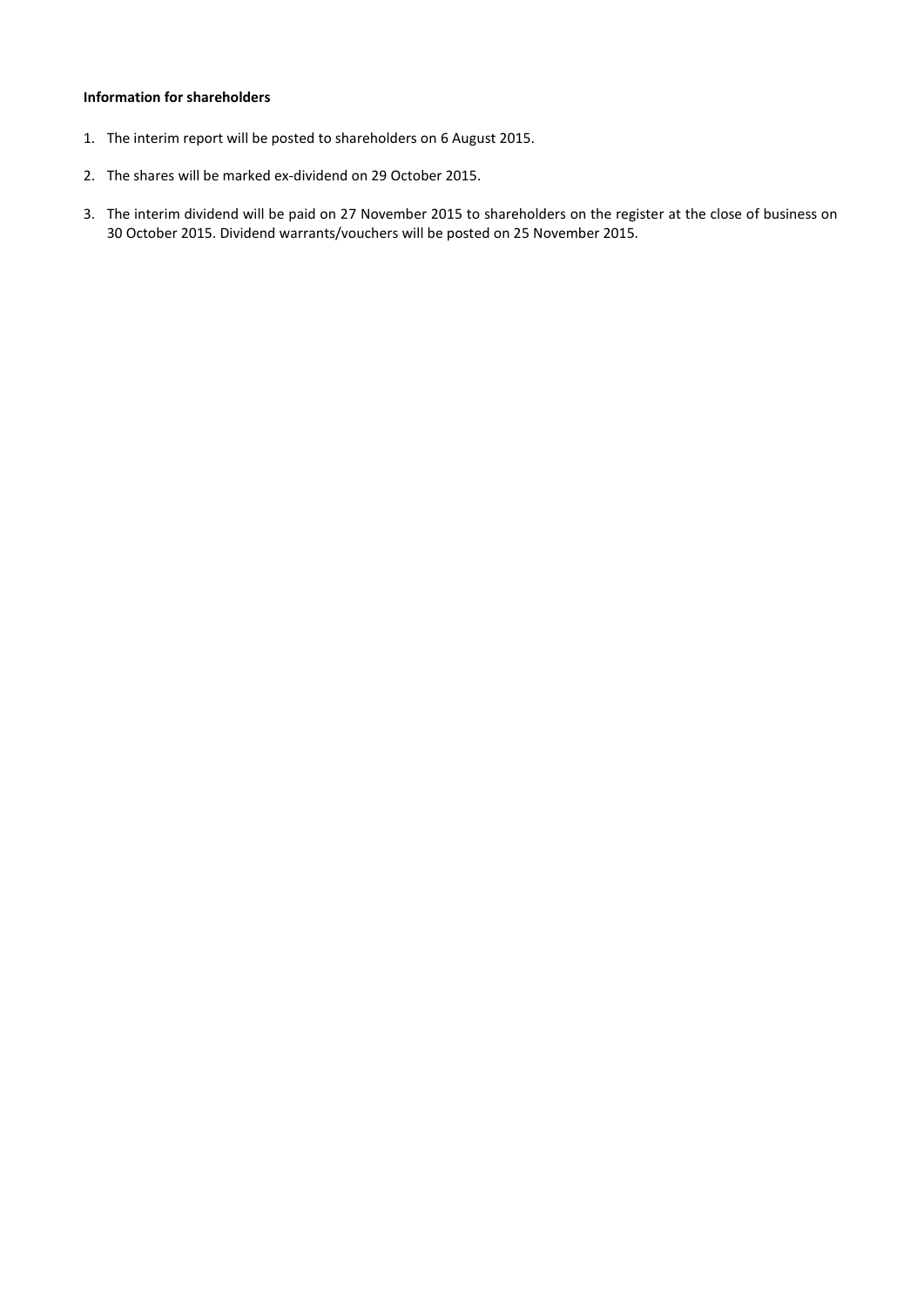**Information for shareholders**

1. The interim report will be posted to shareholders on 6 August 2015.

2. The shares will be marked ex-dividend on 29 October 2015.

3. The interim dividend will be paid on 27 November 2015 to shareholders on the register at the close of business on 30 October 2015. Dividend warrants/vouchers will be posted on 25 November 2015.